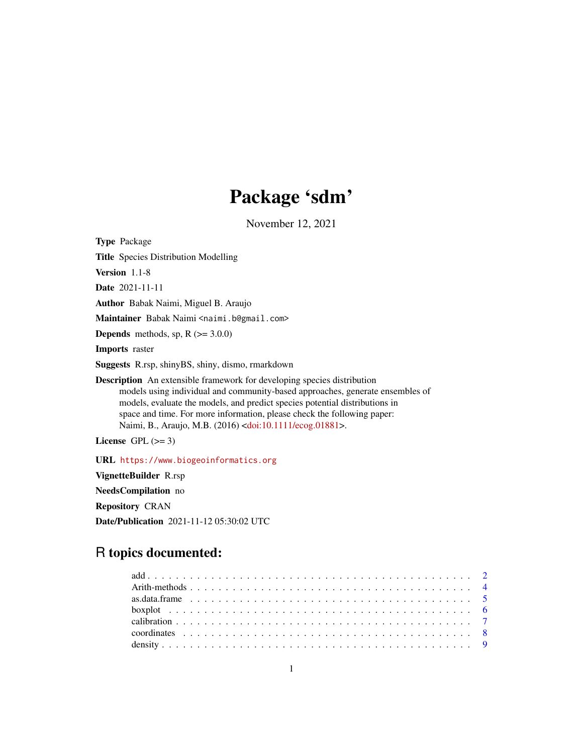# Package 'sdm'

November 12, 2021

**Type** Package

**Title** Species Distribution Modelling

**Version** 1.1-8

**Date** 2021-11-11

**Author** Babak Naimi, Miguel B. Araujo

**Maintainer** Babak Naimi <naimi.b@gmail.com>

**Depends** methods, sp, R (>= 3.0.0)

**Imports** raster

**Suggests** R.rsp, shinyBS, shiny, dismo, rmarkdown

**Description** An extensible framework for developing species distribution models using individual and community-based approaches, generate ensembles of models, evaluate the models, and predict species potential distributions in space and time. For more information, please check the following paper: Naimi, B., Araujo, M.B. (2016) <doi:10.1111/ecog.01881>.

**License** GPL (>= 3)

**URL** https://www.biogeoinformatics.org

**VignetteBuilder** R.rsp

**NeedsCompilation** no

**Repository** CRAN

**Date/Publication** 2021-11-12 05:30:02 UTC

## R topics documented:

| | |
|---|---|
| add | 2 |
| Arith-methods | 4 |
| as.data.frame | 5 |
| boxplot | 6 |
| calibration | 7 |
| coordinates | 8 |
| density | 9 |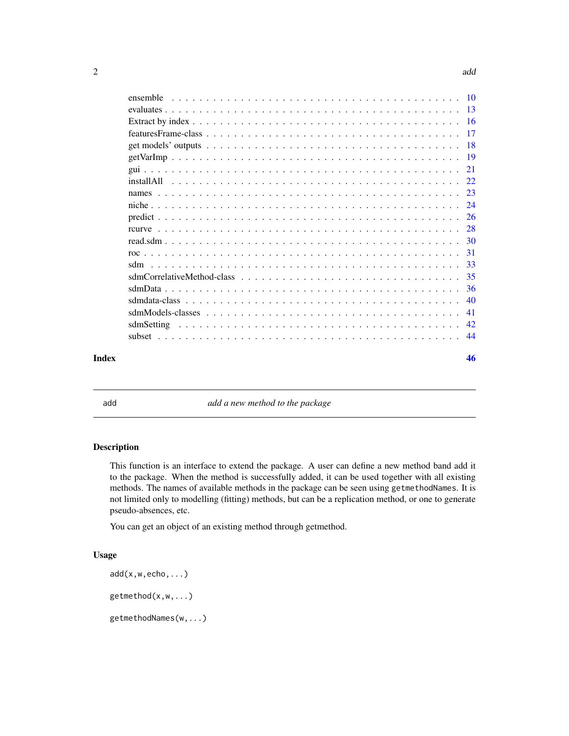ensemble . . . . . . . . . . . . . . . . . . . . . . . . . . . . . . . . . . . . . . . . . 10
evaluates . . . . . . . . . . . . . . . . . . . . . . . . . . . . . . . . . . . . . . . . . 13
Extract by index . . . . . . . . . . . . . . . . . . . . . . . . . . . . . . . . . . . . . . 16
featuresFrame-class . . . . . . . . . . . . . . . . . . . . . . . . . . . . . . . . . . . . 17
get models' outputs . . . . . . . . . . . . . . . . . . . . . . . . . . . . . . . . . . . . 18
getVarImp . . . . . . . . . . . . . . . . . . . . . . . . . . . . . . . . . . . . . . . . . 19
gui . . . . . . . . . . . . . . . . . . . . . . . . . . . . . . . . . . . . . . . . . . . . 21
installAll . . . . . . . . . . . . . . . . . . . . . . . . . . . . . . . . . . . . . . . . . 22
names . . . . . . . . . . . . . . . . . . . . . . . . . . . . . . . . . . . . . . . . . . . 23
niche . . . . . . . . . . . . . . . . . . . . . . . . . . . . . . . . . . . . . . . . . . . 24
predict . . . . . . . . . . . . . . . . . . . . . . . . . . . . . . . . . . . . . . . . . . 26
rcurve . . . . . . . . . . . . . . . . . . . . . . . . . . . . . . . . . . . . . . . . . . 28
read.sdm . . . . . . . . . . . . . . . . . . . . . . . . . . . . . . . . . . . . . . . . . 30
roc . . . . . . . . . . . . . . . . . . . . . . . . . . . . . . . . . . . . . . . . . . . . 31
sdm . . . . . . . . . . . . . . . . . . . . . . . . . . . . . . . . . . . . . . . . . . . . 33
sdmCorrelativeMethod-class . . . . . . . . . . . . . . . . . . . . . . . . . . . . . . . 35
sdmData . . . . . . . . . . . . . . . . . . . . . . . . . . . . . . . . . . . . . . . . . . 36
sdmdata-class . . . . . . . . . . . . . . . . . . . . . . . . . . . . . . . . . . . . . . . 40
sdmModels-classes . . . . . . . . . . . . . . . . . . . . . . . . . . . . . . . . . . . . . 41
sdmSetting . . . . . . . . . . . . . . . . . . . . . . . . . . . . . . . . . . . . . . . . 42
subset . . . . . . . . . . . . . . . . . . . . . . . . . . . . . . . . . . . . . . . . . . . 44

**Index** **46**

---

## add — *add a new method to the package*

---

### Description

This function is an interface to extend the package. A user can define a new method band add it to the package. When the method is successfully added, it can be used together with all existing methods. The names of available methods in the package can be seen using `getmethodNames`. It is not limited only to modelling (fitting) methods, but can be a replication method, or one to generate pseudo-absences, etc.

You can get an object of an existing method through getmethod.

### Usage

```
add(x,w,echo,...)

getmethod(x,w,...)

getmethodNames(w,...)
```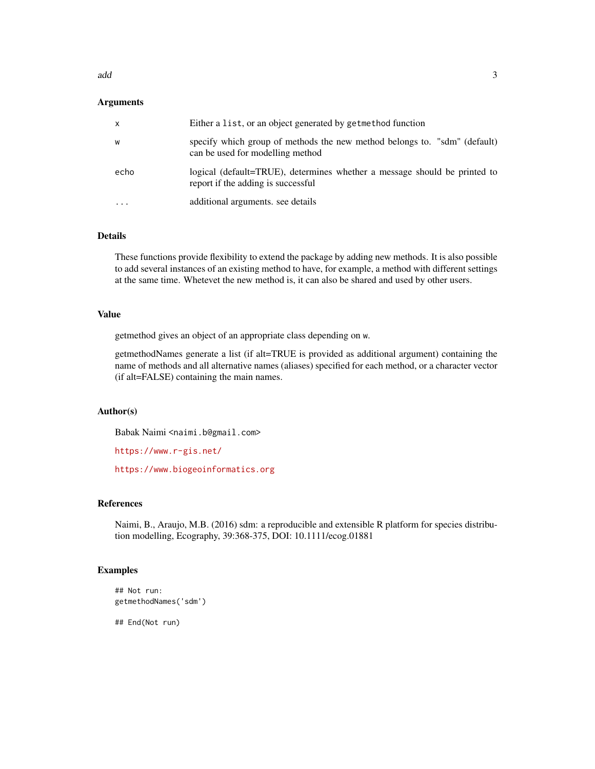### Arguments

| | |
|---|---|
| `x` | Either a `list`, or an object generated by `getmethod` function |
| `w` | specify which group of methods the new method belongs to. "sdm" (default) can be used for modelling method |
| `echo` | logical (default=TRUE), determines whether a message should be printed to report if the adding is successful |
| `...` | additional arguments. see details |

### Details

These functions provide flexibility to extend the package by adding new methods. It is also possible to add several instances of an existing method to have, for example, a method with different settings at the same time. Whetevet the new method is, it can also be shared and used by other users.

### Value

getmethod gives an object of an appropriate class depending on `w`.

getmethodNames generate a list (if alt=TRUE is provided as additional argument) containing the name of methods and all alternative names (aliases) specified for each method, or a character vector (if alt=FALSE) containing the main names.

### Author(s)

Babak Naimi `<naimi.b@gmail.com>`

https://www.r-gis.net/

https://www.biogeoinformatics.org

### References

Naimi, B., Araujo, M.B. (2016) sdm: a reproducible and extensible R platform for species distribution modelling, Ecography, 39:368-375, DOI: 10.1111/ecog.01881

### Examples

```
## Not run:
getmethodNames('sdm')

## End(Not run)
```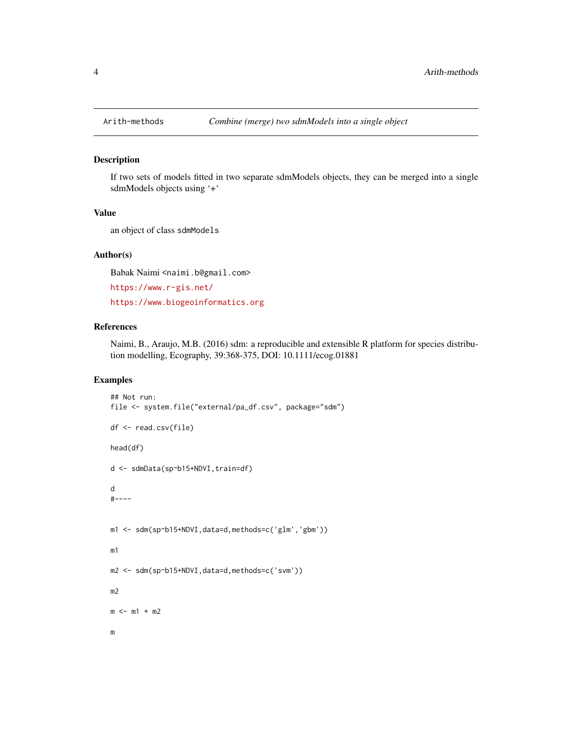Arith-methods *Combine (merge) two sdmModels into a single object*

## Description

If two sets of models fitted in two separate sdmModels objects, they can be merged into a single sdmModels objects using '+'

## Value

an object of class `sdmModels`

## Author(s)

Babak Naimi <naimi.b@gmail.com>

https://www.r-gis.net/

https://www.biogeoinformatics.org

## References

Naimi, B., Araujo, M.B. (2016) sdm: a reproducible and extensible R platform for species distribution modelling, Ecography, 39:368-375, DOI: 10.1111/ecog.01881

## Examples

```
## Not run:
file <- system.file("external/pa_df.csv", package="sdm")

df <- read.csv(file)

head(df)

d <- sdmData(sp~b15+NDVI,train=df)

d
#----

m1 <- sdm(sp~b15+NDVI,data=d,methods=c('glm','gbm'))

m1

m2 <- sdm(sp~b15+NDVI,data=d,methods=c('svm'))

m2

m <- m1 + m2

m
```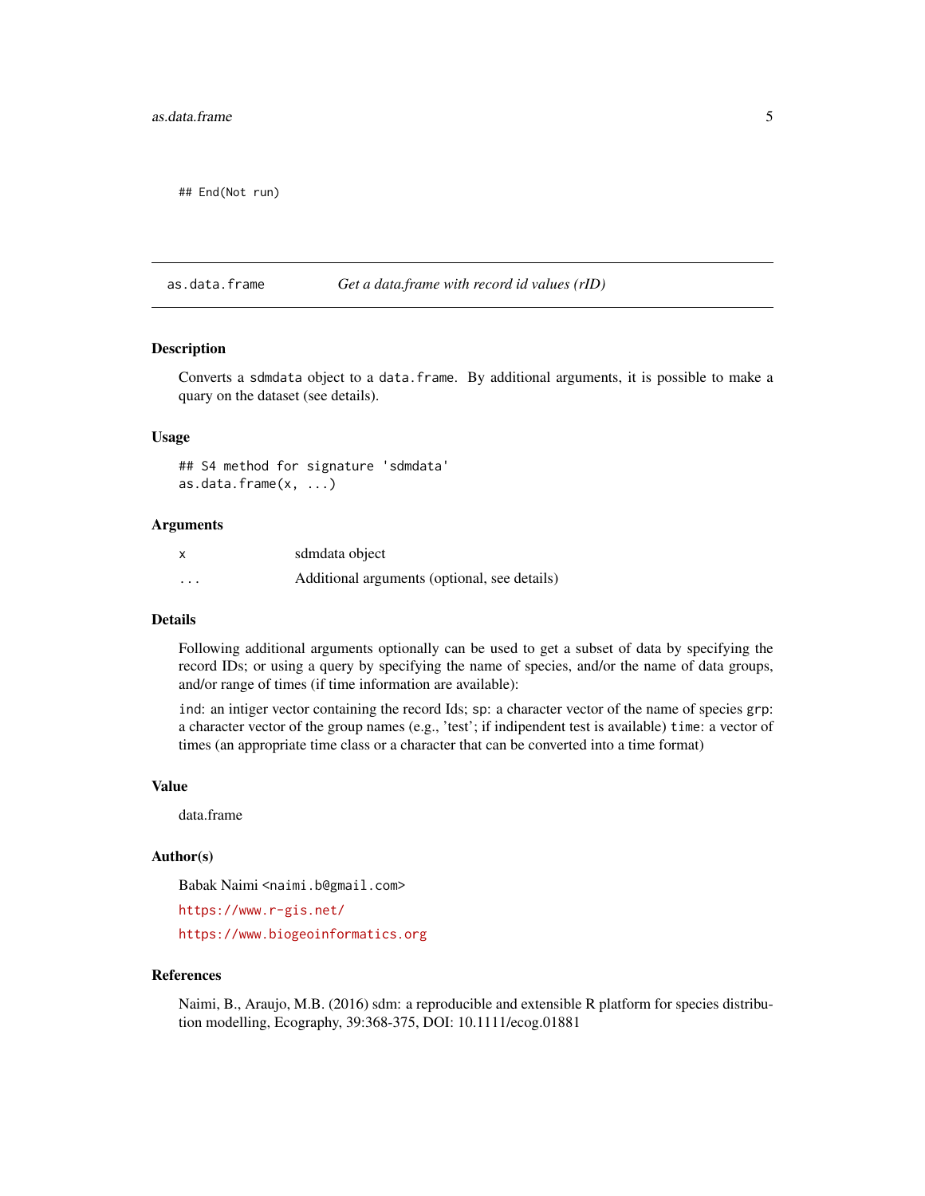```
## End(Not run)
```

---

## as.data.frame — *Get a data.frame with record id values (rID)*

### Description

Converts a `sdmdata` object to a `data.frame`. By additional arguments, it is possible to make a quary on the dataset (see details).

### Usage

```
## S4 method for signature 'sdmdata'
as.data.frame(x, ...)
```

### Arguments

| | |
|---|---|
| `x` | sdmdata object |
| `...` | Additional arguments (optional, see details) |

### Details

Following additional arguments optionally can be used to get a subset of data by specifying the record IDs; or using a query by specifying the name of species, and/or the name of data groups, and/or range of times (if time information are available):

`ind`: an intiger vector containing the record Ids; `sp`: a character vector of the name of species `grp`: a character vector of the group names (e.g., 'test'; if indipendent test is available) `time`: a vector of times (an appropriate time class or a character that can be converted into a time format)

### Value

data.frame

### Author(s)

Babak Naimi <naimi.b@gmail.com>

https://www.r-gis.net/

https://www.biogeoinformatics.org

### References

Naimi, B., Araujo, M.B. (2016) sdm: a reproducible and extensible R platform for species distribution modelling, Ecography, 39:368-375, DOI: 10.1111/ecog.01881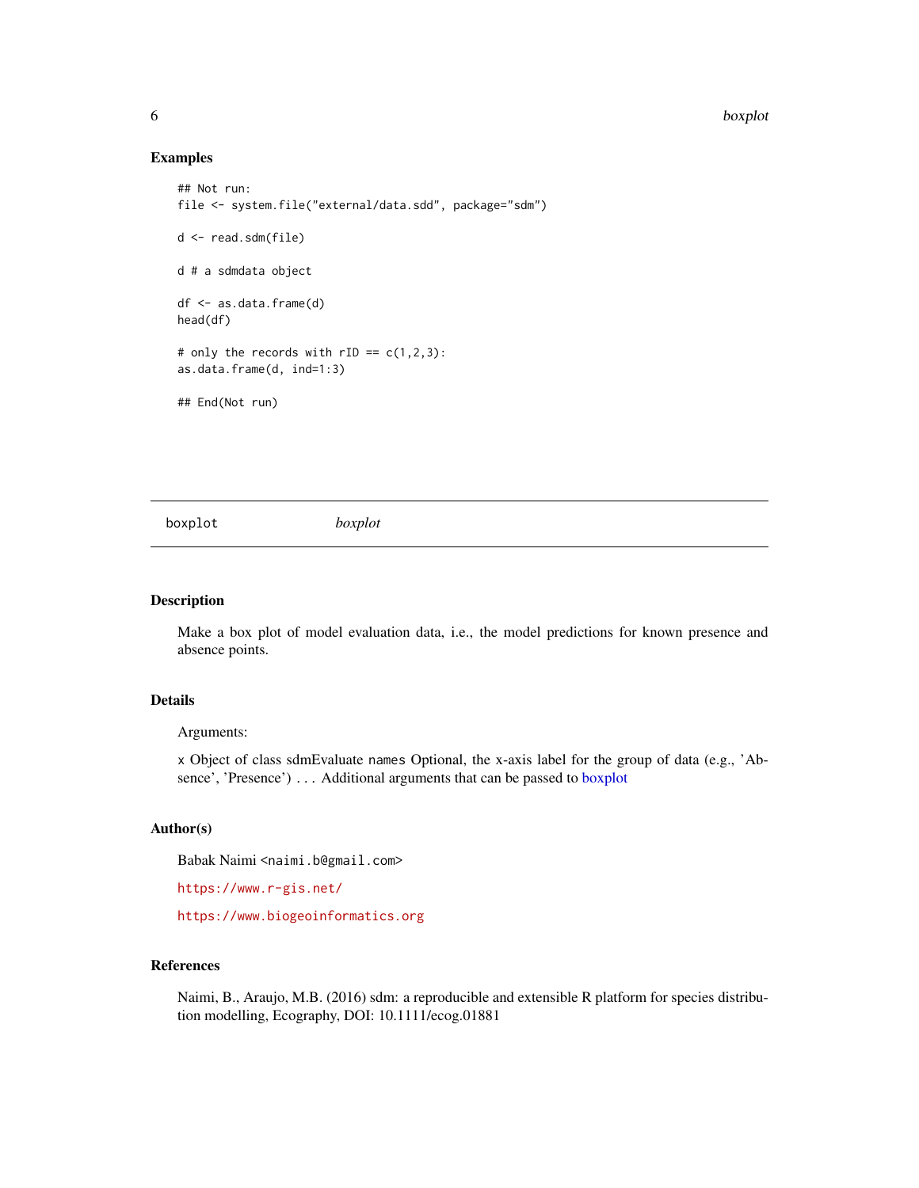## Examples

```
## Not run:
file <- system.file("external/data.sdd", package="sdm")

d <- read.sdm(file)

d # a sdmdata object

df <- as.data.frame(d)
head(df)

# only the records with rID == c(1,2,3):
as.data.frame(d, ind=1:3)

## End(Not run)
```

---

# boxplot *boxplot*

---

## Description

Make a box plot of model evaluation data, i.e., the model predictions for known presence and absence points.

## Details

Arguments:

`x` Object of class sdmEvaluate `names` Optional, the x-axis label for the group of data (e.g., 'Absence', 'Presence') `...` Additional arguments that can be passed to boxplot

## Author(s)

Babak Naimi <`naimi.b@gmail.com`>

`https://www.r-gis.net/`

`https://www.biogeoinformatics.org`

## References

Naimi, B., Araujo, M.B. (2016) sdm: a reproducible and extensible R platform for species distribution modelling, Ecography, DOI: 10.1111/ecog.01881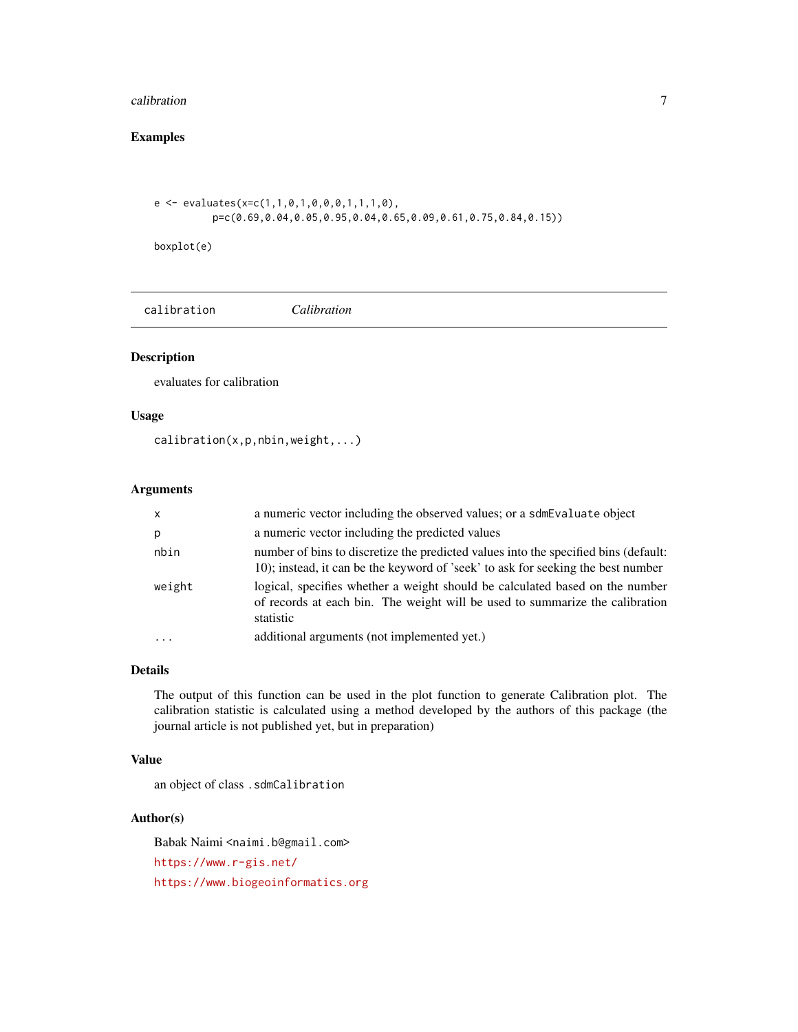## Examples

```
e <- evaluates(x=c(1,1,0,1,0,0,0,1,1,1,0),
          p=c(0.69,0.04,0.05,0.95,0.04,0.65,0.09,0.61,0.75,0.84,0.15))

boxplot(e)
```

---

`calibration` *Calibration*

---

### Description

evaluates for calibration

### Usage

```
calibration(x,p,nbin,weight,...)
```

### Arguments

| | |
|---|---|
| `x` | a numeric vector including the observed values; or a `sdmEvaluate` object |
| `p` | a numeric vector including the predicted values |
| `nbin` | number of bins to discretize the predicted values into the specified bins (default: 10); instead, it can be the keyword of 'seek' to ask for seeking the best number |
| `weight` | logical, specifies whether a weight should be calculated based on the number of records at each bin. The weight will be used to summarize the calibration statistic |
| `...` | additional arguments (not implemented yet.) |

### Details

The output of this function can be used in the plot function to generate Calibration plot. The calibration statistic is calculated using a method developed by the authors of this package (the journal article is not published yet, but in preparation)

### Value

an object of class `.sdmCalibration`

### Author(s)

Babak Naimi <naimi.b@gmail.com>

https://www.r-gis.net/

https://www.biogeoinformatics.org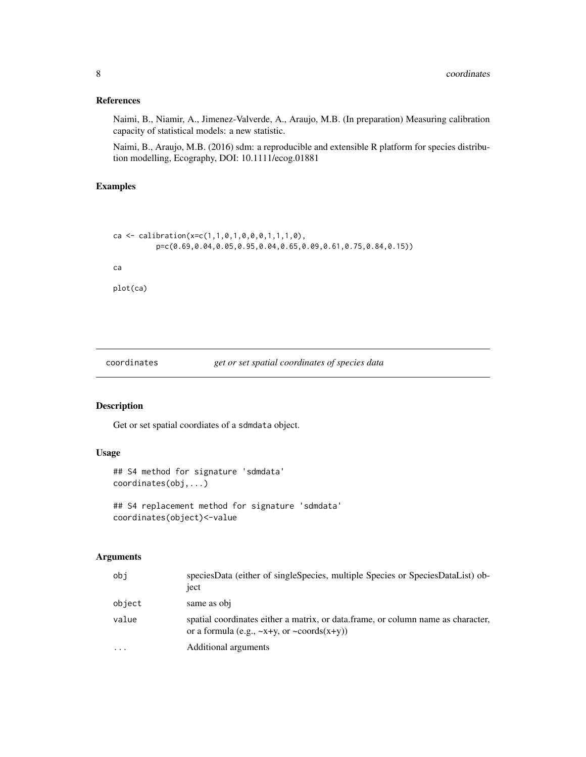### References

Naimi, B., Niamir, A., Jimenez-Valverde, A., Araujo, M.B. (In preparation) Measuring calibration capacity of statistical models: a new statistic.

Naimi, B., Araujo, M.B. (2016) sdm: a reproducible and extensible R platform for species distribution modelling, Ecography, DOI: 10.1111/ecog.01881

### Examples

```
ca <- calibration(x=c(1,1,0,1,0,0,0,1,1,1,0),
          p=c(0.69,0.04,0.05,0.95,0.04,0.65,0.09,0.61,0.75,0.84,0.15))

ca

plot(ca)
```

---

## coordinates — *get or set spatial coordinates of species data*

### Description

Get or set spatial coordiates of a sdmdata object.

### Usage

```
## S4 method for signature 'sdmdata'
coordinates(obj,...)

## S4 replacement method for signature 'sdmdata'
coordinates(object)<-value
```

### Arguments

| | |
|---|---|
| obj | speciesData (either of singleSpecies, multiple Species or SpeciesDataList) object |
| object | same as obj |
| value | spatial coordinates either a matrix, or data.frame, or column name as character, or a formula (e.g., ~x+y, or ~coords(x+y)) |
| ... | Additional arguments |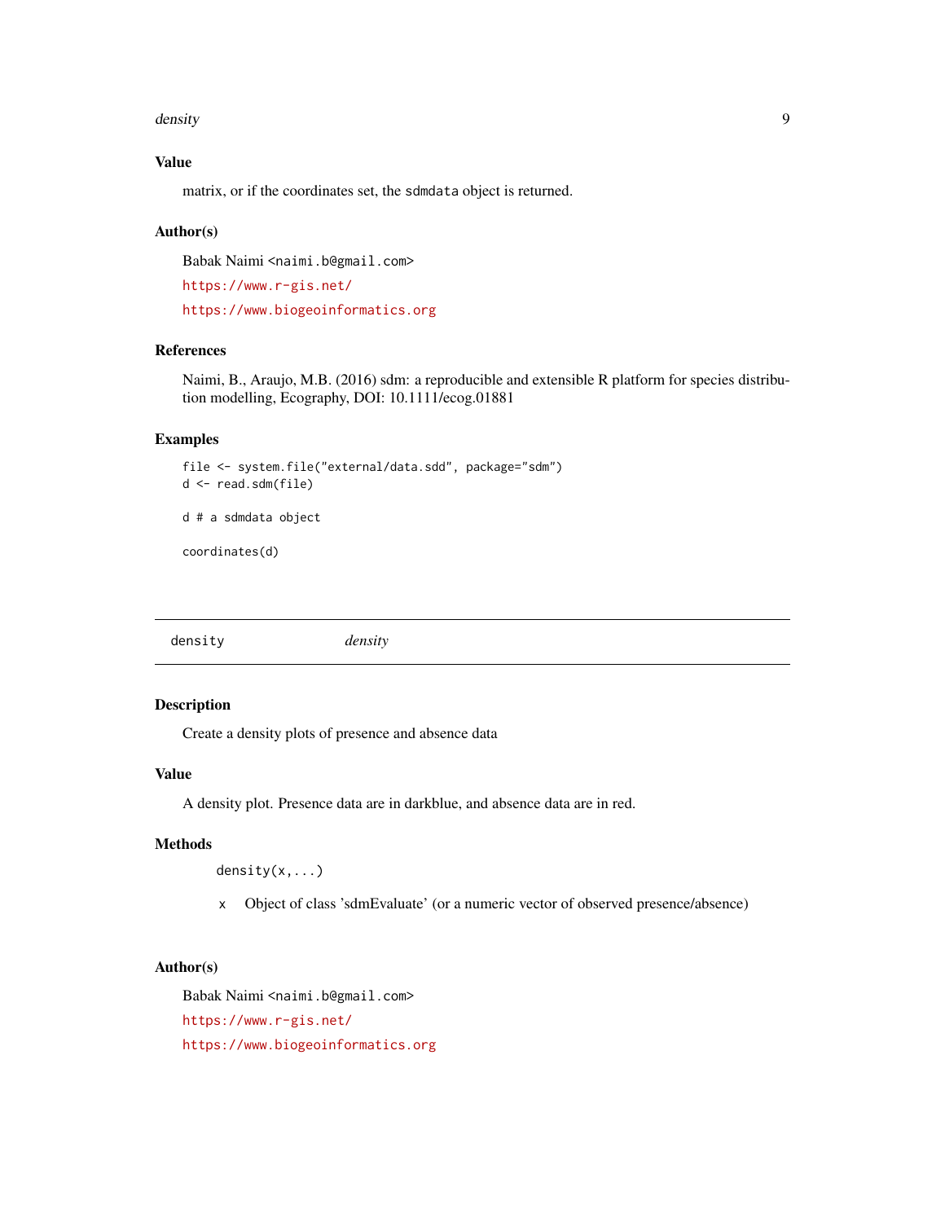### Value

matrix, or if the coordinates set, the `sdmdata` object is returned.

### Author(s)

Babak Naimi <naimi.b@gmail.com>

https://www.r-gis.net/

https://www.biogeoinformatics.org

### References

Naimi, B., Araujo, M.B. (2016) sdm: a reproducible and extensible R platform for species distribution modelling, Ecography, DOI: 10.1111/ecog.01881

### Examples

```
file <- system.file("external/data.sdd", package="sdm")
d <- read.sdm(file)

d # a sdmdata object

coordinates(d)
```

---

## density *density*

---

### Description

Create a density plots of presence and absence data

### Value

A density plot. Presence data are in darkblue, and absence data are in red.

### Methods

```
density(x,...)
```

- `x` Object of class 'sdmEvaluate' (or a numeric vector of observed presence/absence)

### Author(s)

Babak Naimi <naimi.b@gmail.com>

https://www.r-gis.net/

https://www.biogeoinformatics.org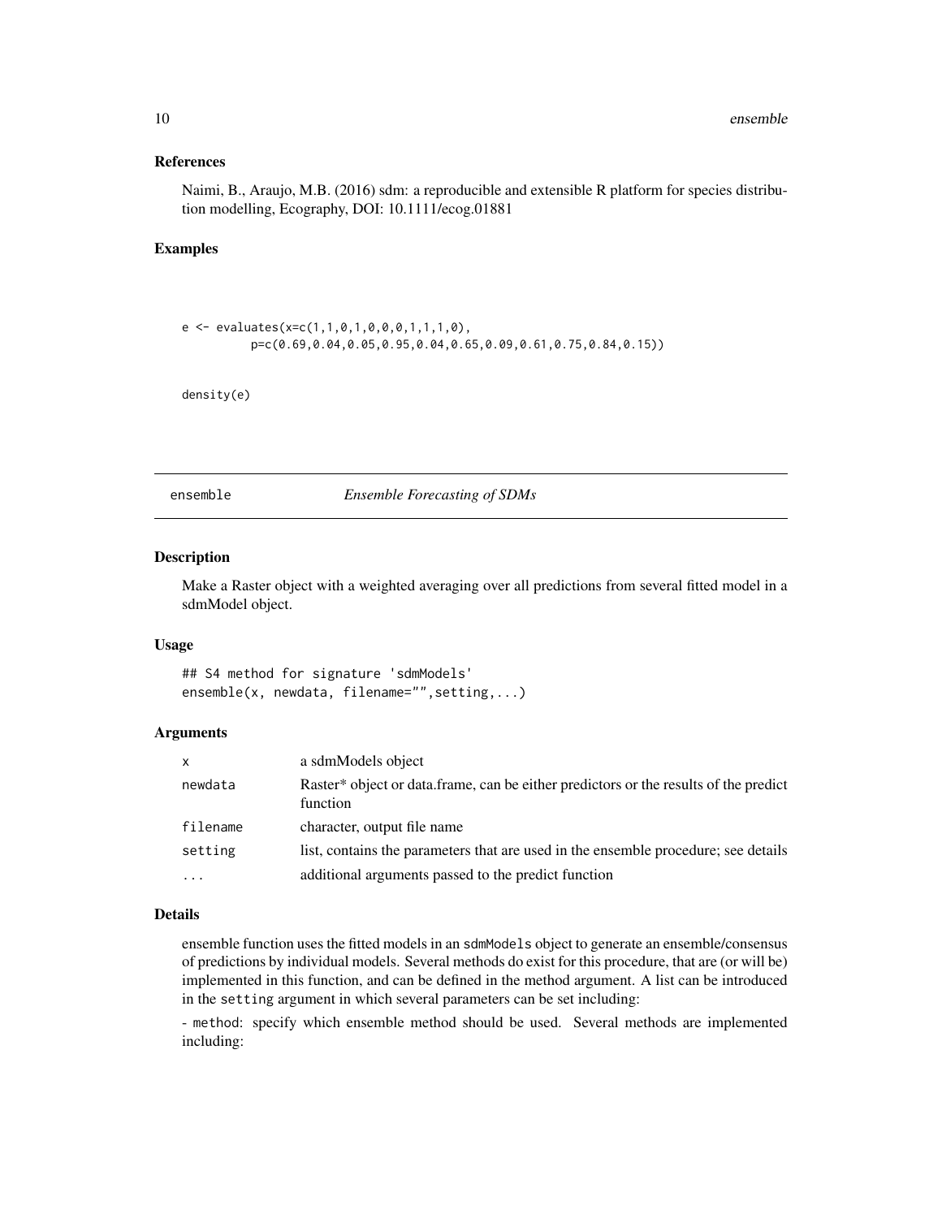### References

Naimi, B., Araujo, M.B. (2016) sdm: a reproducible and extensible R platform for species distribution modelling, Ecography, DOI: 10.1111/ecog.01881

### Examples

```
e <- evaluates(x=c(1,1,0,1,0,0,0,1,1,1,0),
         p=c(0.69,0.04,0.05,0.95,0.04,0.65,0.09,0.61,0.75,0.84,0.15))


density(e)
```

---

## ensemble — *Ensemble Forecasting of SDMs*

---

### Description

Make a Raster object with a weighted averaging over all predictions from several fitted model in a sdmModel object.

### Usage

```
## S4 method for signature 'sdmModels'
ensemble(x, newdata, filename="",setting,...)
```

### Arguments

| | |
|---|---|
| x | a sdmModels object |
| newdata | Raster* object or data.frame, can be either predictors or the results of the predict function |
| filename | character, output file name |
| setting | list, contains the parameters that are used in the ensemble procedure; see details |
| ... | additional arguments passed to the predict function |

### Details

ensemble function uses the fitted models in an `sdmModels` object to generate an ensemble/consensus of predictions by individual models. Several methods do exist for this procedure, that are (or will be) implemented in this function, and can be defined in the method argument. A list can be introduced in the `setting` argument in which several parameters can be set including:

- `method`: specify which ensemble method should be used. Several methods are implemented including: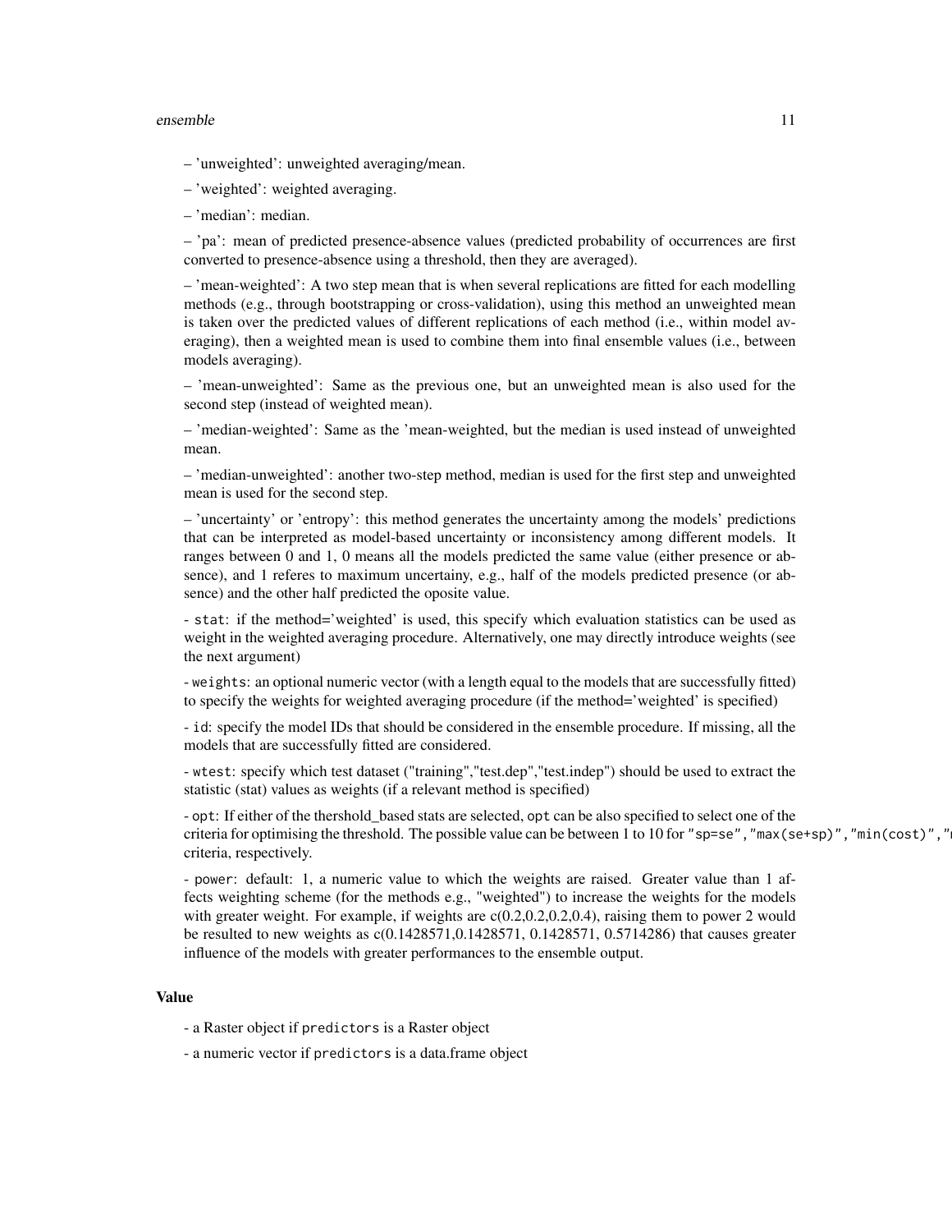– 'unweighted': unweighted averaging/mean.

– 'weighted': weighted averaging.

– 'median': median.

– 'pa': mean of predicted presence-absence values (predicted probability of occurrences are first converted to presence-absence using a threshold, then they are averaged).

– 'mean-weighted': A two step mean that is when several replications are fitted for each modelling methods (e.g., through bootstrapping or cross-validation), using this method an unweighted mean is taken over the predicted values of different replications of each method (i.e., within model averaging), then a weighted mean is used to combine them into final ensemble values (i.e., between models averaging).

– 'mean-unweighted': Same as the previous one, but an unweighted mean is also used for the second step (instead of weighted mean).

– 'median-weighted': Same as the 'mean-weighted, but the median is used instead of unweighted mean.

– 'median-unweighted': another two-step method, median is used for the first step and unweighted mean is used for the second step.

– 'uncertainty' or 'entropy': this method generates the uncertainty among the models' predictions that can be interpreted as model-based uncertainty or inconsistency among different models. It ranges between 0 and 1, 0 means all the models predicted the same value (either presence or absence), and 1 referes to maximum uncertainy, e.g., half of the models predicted presence (or absence) and the other half predicted the oposite value.

- `stat`: if the method='weighted' is used, this specify which evaluation statistics can be used as weight in the weighted averaging procedure. Alternatively, one may directly introduce weights (see the next argument)

- `weights`: an optional numeric vector (with a length equal to the models that are successfully fitted) to specify the weights for weighted averaging procedure (if the method='weighted' is specified)

- `id`: specify the model IDs that should be considered in the ensemble procedure. If missing, all the models that are successfully fitted are considered.

- `wtest`: specify which test dataset ("training","test.dep","test.indep") should be used to extract the statistic (stat) values as weights (if a relevant method is specified)

- `opt`: If either of the thershold_based stats are selected, `opt` can be also specified to select one of the criteria for optimising the threshold. The possible value can be between 1 to 10 for `"sp=se","max(se+sp)","min(cost)","` criteria, respectively.

- `power`: default: 1, a numeric value to which the weights are raised. Greater value than 1 affects weighting scheme (for the methods e.g., "weighted") to increase the weights for the models with greater weight. For example, if weights are c(0.2,0.2,0.2,0.4), raising them to power 2 would be resulted to new weights as c(0.1428571,0.1428571, 0.1428571, 0.5714286) that causes greater influence of the models with greater performances to the ensemble output.

## Value

- a Raster object if `predictors` is a Raster object

- a numeric vector if `predictors` is a data.frame object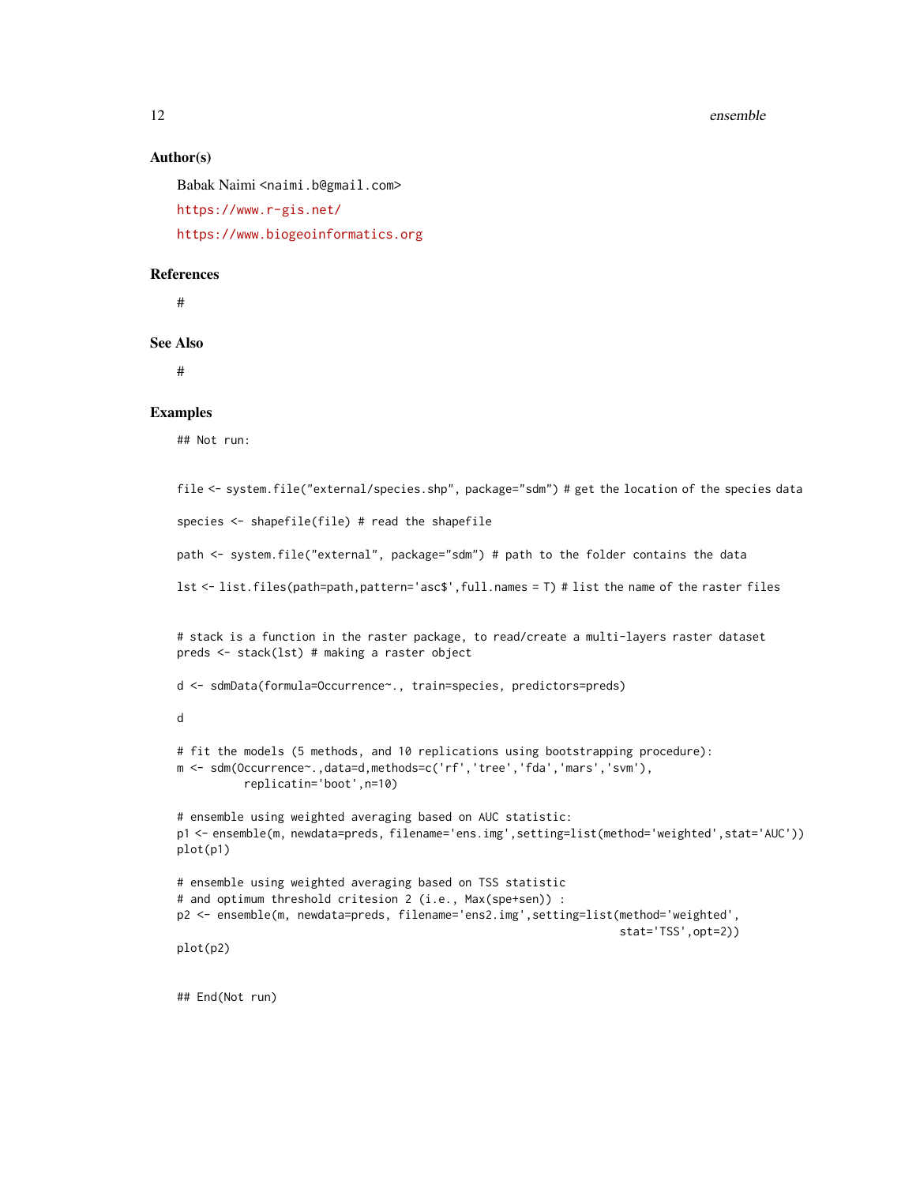## Author(s)

Babak Naimi <naimi.b@gmail.com>

https://www.r-gis.net/

https://www.biogeoinformatics.org

## References

#

## See Also

#

## Examples

```
## Not run:


file <- system.file("external/species.shp", package="sdm") # get the location of the species data

species <- shapefile(file) # read the shapefile

path <- system.file("external", package="sdm") # path to the folder contains the data

lst <- list.files(path=path,pattern='asc$',full.names = T) # list the name of the raster files


# stack is a function in the raster package, to read/create a multi-layers raster dataset
preds <- stack(lst) # making a raster object

d <- sdmData(formula=Occurrence~., train=species, predictors=preds)

d

# fit the models (5 methods, and 10 replications using bootstrapping procedure):
m <- sdm(Occurrence~.,data=d,methods=c('rf','tree','fda','mars','svm'),
          replicatin='boot',n=10)

# ensemble using weighted averaging based on AUC statistic:
p1 <- ensemble(m, newdata=preds, filename='ens.img',setting=list(method='weighted',stat='AUC'))
plot(p1)

# ensemble using weighted averaging based on TSS statistic
# and optimum threshold critesion 2 (i.e., Max(spe+sen)) :
p2 <- ensemble(m, newdata=preds, filename='ens2.img',setting=list(method='weighted',
                                                                  stat='TSS',opt=2))
plot(p2)


## End(Not run)
```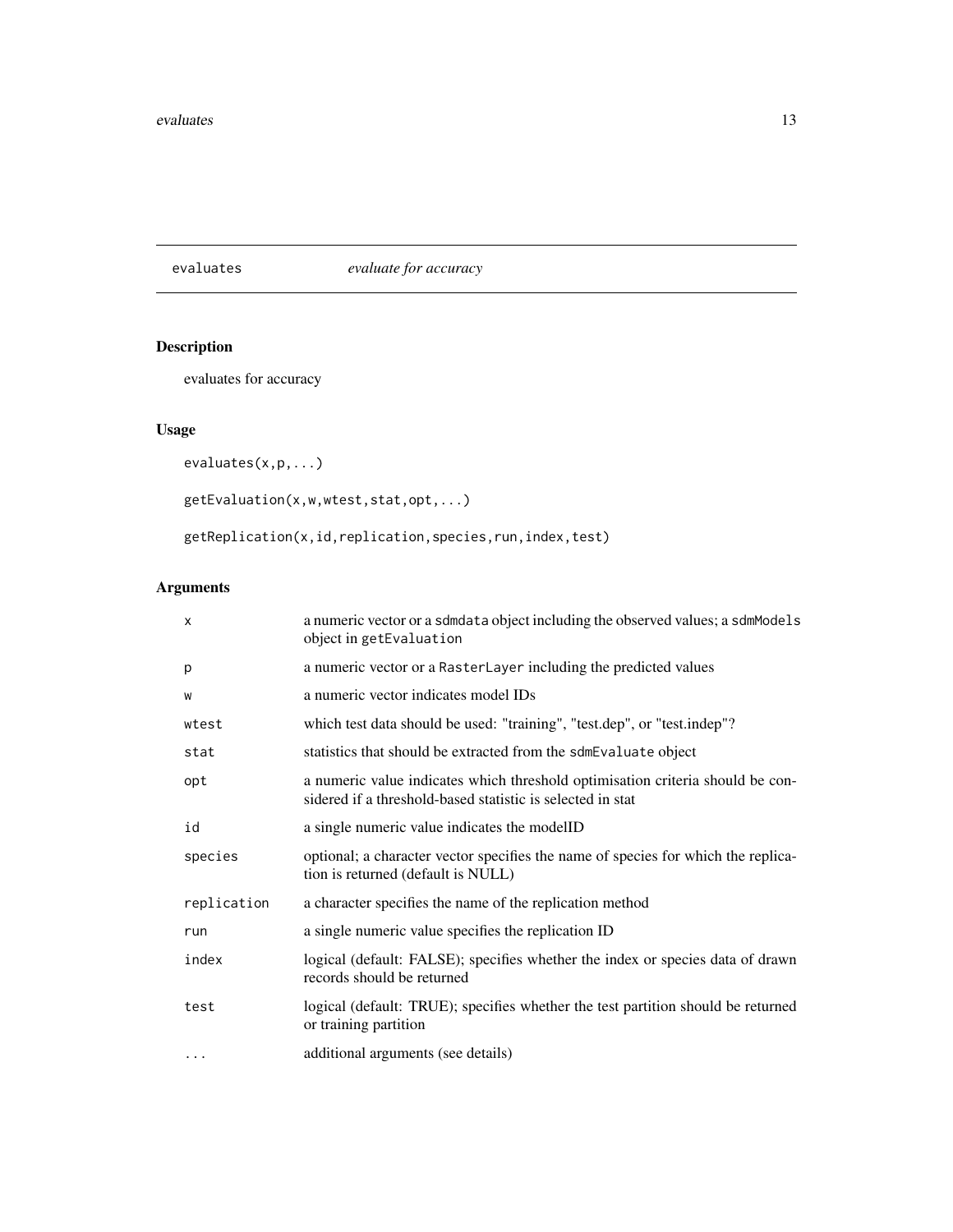## evaluates *evaluate for accuracy*

### Description

evaluates for accuracy

### Usage

```
evaluates(x,p,...)

getEvaluation(x,w,wtest,stat,opt,...)

getReplication(x,id,replication,species,run,index,test)
```

### Arguments

| | |
|---|---|
| x | a numeric vector or a `sdmdata` object including the observed values; a `sdmModels` object in `getEvaluation` |
| p | a numeric vector or a `RasterLayer` including the predicted values |
| w | a numeric vector indicates model IDs |
| wtest | which test data should be used: "training", "test.dep", or "test.indep"? |
| stat | statistics that should be extracted from the `sdmEvaluate` object |
| opt | a numeric value indicates which threshold optimisation criteria should be considered if a threshold-based statistic is selected in stat |
| id | a single numeric value indicates the modelID |
| species | optional; a character vector specifies the name of species for which the replication is returned (default is NULL) |
| replication | a character specifies the name of the replication method |
| run | a single numeric value specifies the replication ID |
| index | logical (default: FALSE); specifies whether the index or species data of drawn records should be returned |
| test | logical (default: TRUE); specifies whether the test partition should be returned or training partition |
| ... | additional arguments (see details) |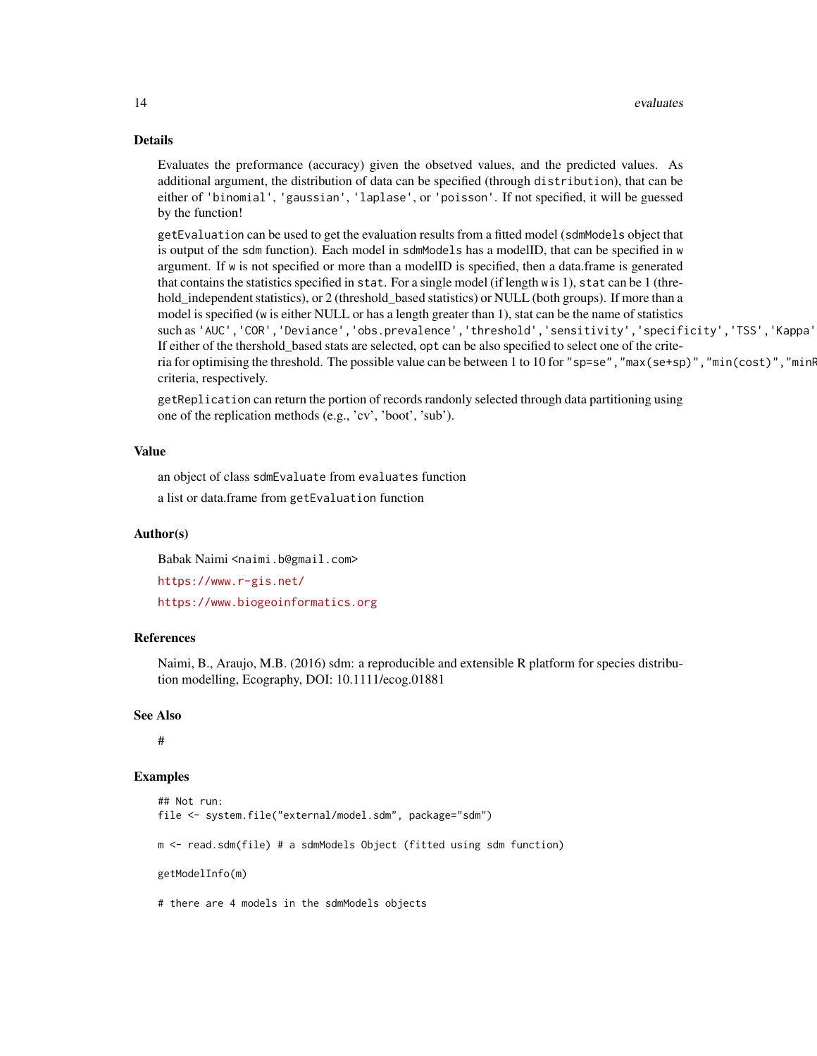### Details

Evaluates the preformance (accuracy) given the obsetved values, and the predicted values. As additional argument, the distribution of data can be specified (through `distribution`), that can be either of `'binomial'`, `'gaussian'`, `'laplase'`, or `'poisson'`. If not specified, it will be guessed by the function!

`getEvaluation` can be used to get the evaluation results from a fitted model (`sdmModels` object that is output of the `sdm` function). Each model in `sdmModels` has a modelID, that can be specified in `w` argument. If `w` is not specified or more than a modelID is specified, then a data.frame is generated that contains the statistics specified in `stat`. For a single model (if length `w` is 1), `stat` can be 1 (threhold_independent statistics), or 2 (threshold_based statistics) or NULL (both groups). If more than a model is specified (`w` is either NULL or has a length greater than 1), stat can be the name of statistics such as `'AUC'`,`'COR'`,`'Deviance'`,`'obs.prevalence'`,`'threshold'`,`'sensitivity'`,`'specificity'`,`'TSS'`,`'Kappa'` If either of the thershold_based stats are selected, `opt` can be also specified to select one of the criteria for optimising the threshold. The possible value can be between 1 to 10 for `"sp=se"`,`"max(se+sp)"`,`"min(cost)"`,`"minR` criteria, respectively.

`getReplication` can return the portion of records randonly selected through data partitioning using one of the replication methods (e.g., 'cv', 'boot', 'sub').

### Value

an object of class `sdmEvaluate` from `evaluates` function

a list or data.frame from `getEvaluation` function

### Author(s)

Babak Naimi <naimi.b@gmail.com>

https://www.r-gis.net/

https://www.biogeoinformatics.org

### References

Naimi, B., Araujo, M.B. (2016) sdm: a reproducible and extensible R platform for species distribution modelling, Ecography, DOI: 10.1111/ecog.01881

### See Also

#

### Examples

```
## Not run:
file <- system.file("external/model.sdm", package="sdm")

m <- read.sdm(file) # a sdmModels Object (fitted using sdm function)

getModelInfo(m)

# there are 4 models in the sdmModels objects
```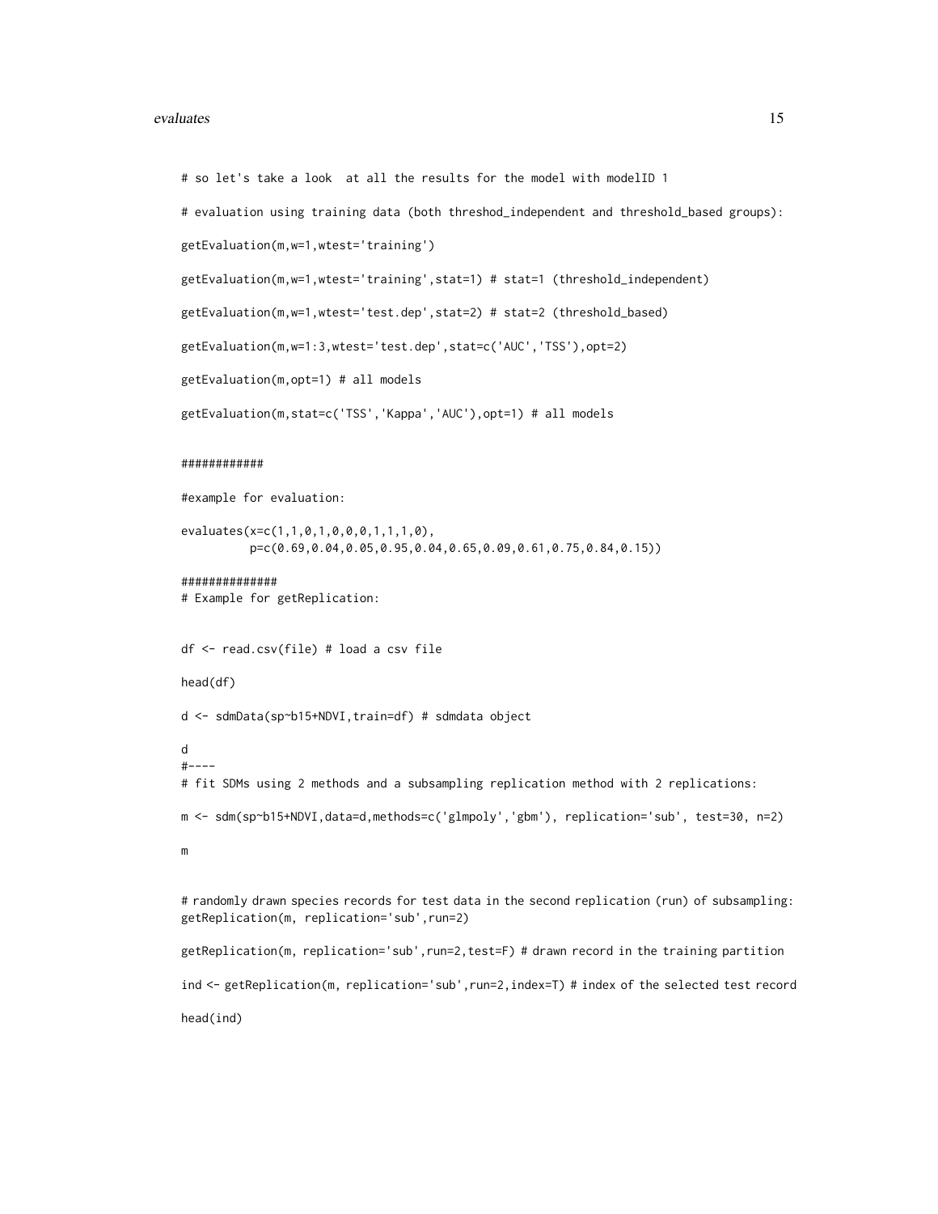```
# so let's take a look  at all the results for the model with modelID 1

# evaluation using training data (both threshod_independent and threshold_based groups):

getEvaluation(m,w=1,wtest='training')

getEvaluation(m,w=1,wtest='training',stat=1) # stat=1 (threshold_independent)

getEvaluation(m,w=1,wtest='test.dep',stat=2) # stat=2 (threshold_based)

getEvaluation(m,w=1:3,wtest='test.dep',stat=c('AUC','TSS'),opt=2)

getEvaluation(m,opt=1) # all models

getEvaluation(m,stat=c('TSS','Kappa','AUC'),opt=1) # all models


############

#example for evaluation:

evaluates(x=c(1,1,0,1,0,0,0,1,1,1,0),
          p=c(0.69,0.04,0.05,0.95,0.04,0.65,0.09,0.61,0.75,0.84,0.15))

##############
# Example for getReplication:


df <- read.csv(file) # load a csv file

head(df)

d <- sdmData(sp~b15+NDVI,train=df) # sdmdata object

d
#----
# fit SDMs using 2 methods and a subsampling replication method with 2 replications:

m <- sdm(sp~b15+NDVI,data=d,methods=c('glmpoly','gbm'), replication='sub', test=30, n=2)

m


# randomly drawn species records for test data in the second replication (run) of subsampling:
getReplication(m, replication='sub',run=2)

getReplication(m, replication='sub',run=2,test=F) # drawn record in the training partition

ind <- getReplication(m, replication='sub',run=2,index=T) # index of the selected test record

head(ind)
```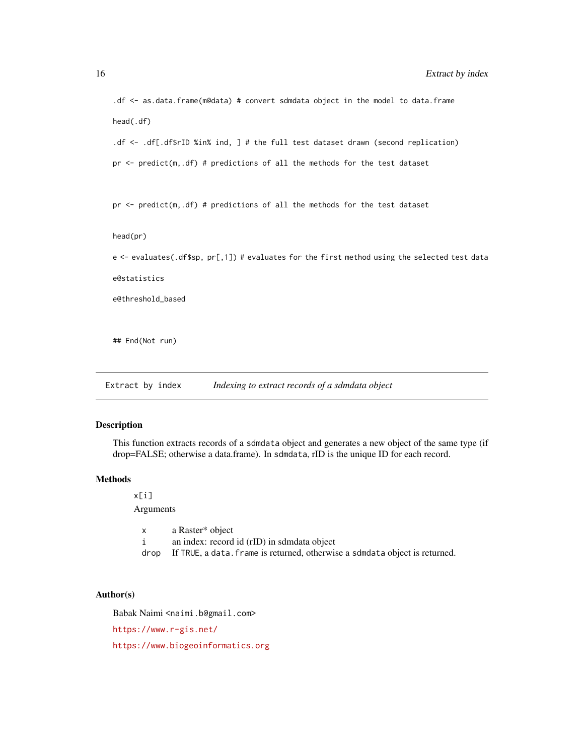```
.df <- as.data.frame(m@data) # convert sdmdata object in the model to data.frame

head(.df)

.df <- .df[.df$rID %in% ind, ] # the full test dataset drawn (second replication)

pr <- predict(m,.df) # predictions of all the methods for the test dataset


pr <- predict(m,.df) # predictions of all the methods for the test dataset


head(pr)

e <- evaluates(.df$sp, pr[,1]) # evaluates for the first method using the selected test data

e@statistics

e@threshold_based


## End(Not run)
```

## Extract by index — *Indexing to extract records of a sdmdata object*

### Description

This function extracts records of a `sdmdata` object and generates a new object of the same type (if drop=FALSE; otherwise a data.frame). In `sdmdata`, rID is the unique ID for each record.

### Methods

`x[i]`

Arguments

| | |
|---|---|
| `x` | a Raster* object |
| `i` | an index: record id (rID) in sdmdata object |
| `drop` | If `TRUE`, a `data.frame` is returned, otherwise a `sdmdata` object is returned. |

### Author(s)

Babak Naimi <naimi.b@gmail.com>

https://www.r-gis.net/

https://www.biogeoinformatics.org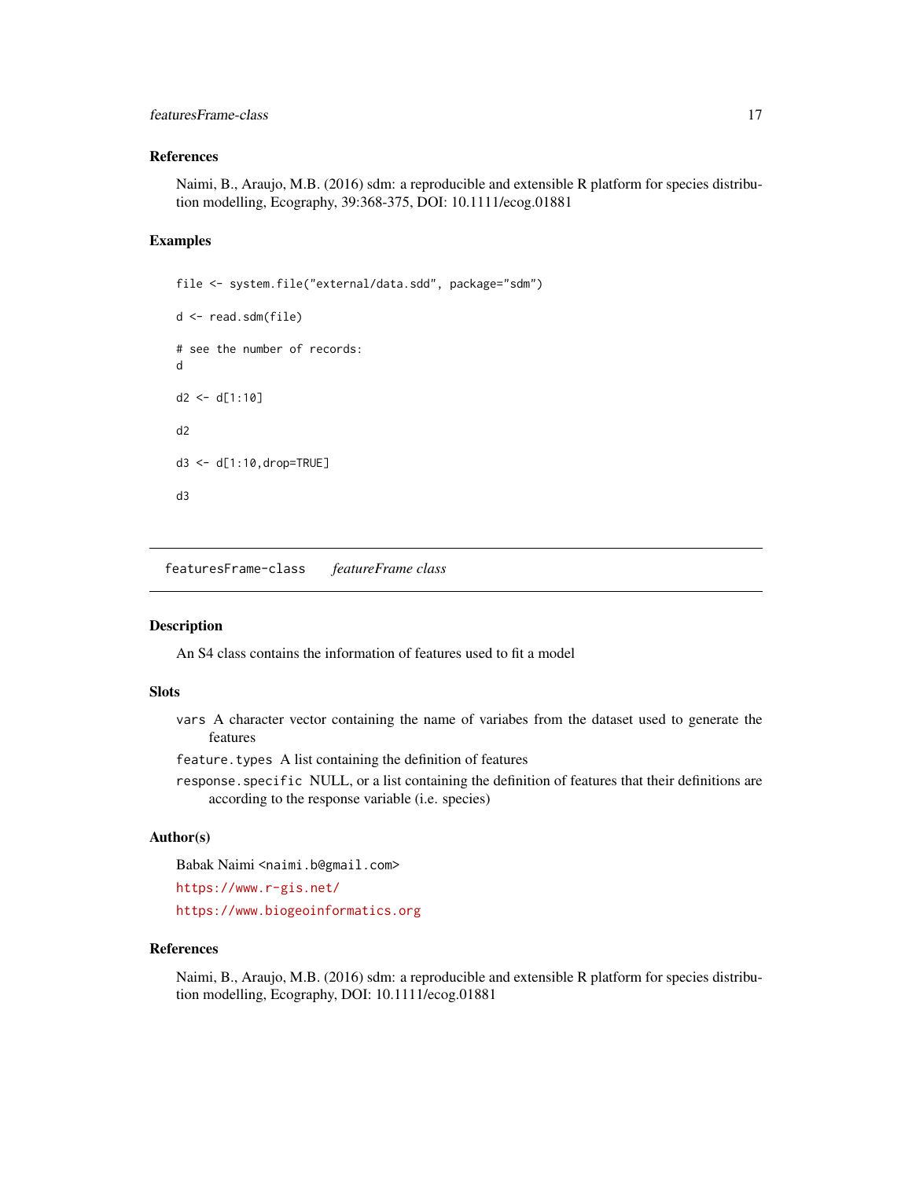### References

Naimi, B., Araujo, M.B. (2016) sdm: a reproducible and extensible R platform for species distribution modelling, Ecography, 39:368-375, DOI: 10.1111/ecog.01881

### Examples

```
file <- system.file("external/data.sdd", package="sdm")

d <- read.sdm(file)

# see the number of records:
d

d2 <- d[1:10]

d2

d3 <- d[1:10,drop=TRUE]

d3
```

---

## featuresFrame-class    *featureFrame class*

---

### Description

An S4 class contains the information of features used to fit a model

### Slots

`vars` A character vector containing the name of variabes from the dataset used to generate the features

`feature.types` A list containing the definition of features

`response.specific` NULL, or a list containing the definition of features that their definitions are according to the response variable (i.e. species)

### Author(s)

Babak Naimi <naimi.b@gmail.com>

https://www.r-gis.net/

https://www.biogeoinformatics.org

### References

Naimi, B., Araujo, M.B. (2016) sdm: a reproducible and extensible R platform for species distribution modelling, Ecography, DOI: 10.1111/ecog.01881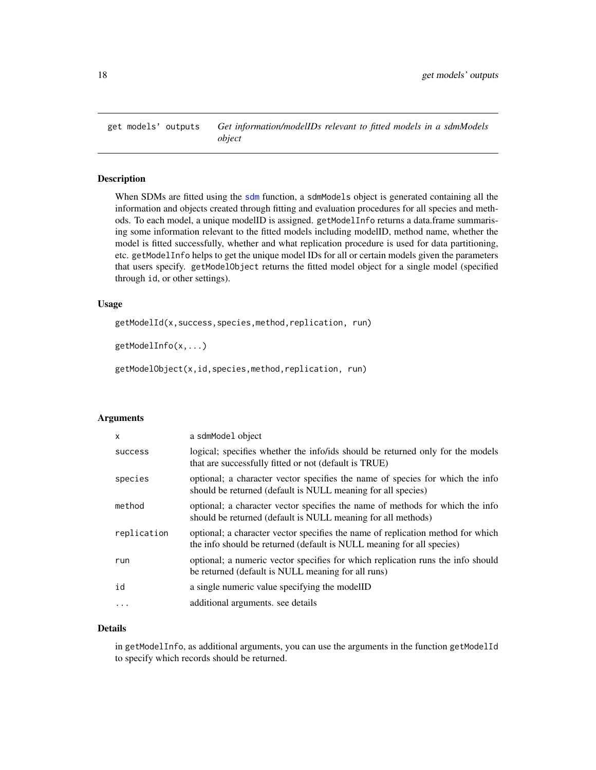## get models' outputs — *Get information/modelIDs relevant to fitted models in a sdmModels object*

### Description

When SDMs are fitted using the sdm function, a sdmModels object is generated containing all the information and objects created through fitting and evaluation procedures for all species and methods. To each model, a unique modelID is assigned. getModelInfo returns a data.frame summarising some information relevant to the fitted models including modelID, method name, whether the model is fitted successfully, whether and what replication procedure is used for data partitioning, etc. getModelInfo helps to get the unique model IDs for all or certain models given the parameters that users specify. getModelObject returns the fitted model object for a single model (specified through id, or other settings).

### Usage

```
getModelId(x,success,species,method,replication, run)

getModelInfo(x,...)

getModelObject(x,id,species,method,replication, run)
```

### Arguments

| | |
|---|---|
| x | a sdmModel object |
| success | logical; specifies whether the info/ids should be returned only for the models that are successfully fitted or not (default is TRUE) |
| species | optional; a character vector specifies the name of species for which the info should be returned (default is NULL meaning for all species) |
| method | optional; a character vector specifies the name of methods for which the info should be returned (default is NULL meaning for all methods) |
| replication | optional; a character vector specifies the name of replication method for which the info should be returned (default is NULL meaning for all species) |
| run | optional; a numeric vector specifies for which replication runs the info should be returned (default is NULL meaning for all runs) |
| id | a single numeric value specifying the modelID |
| ... | additional arguments. see details |

### Details

in getModelInfo, as additional arguments, you can use the arguments in the function getModelId to specify which records should be returned.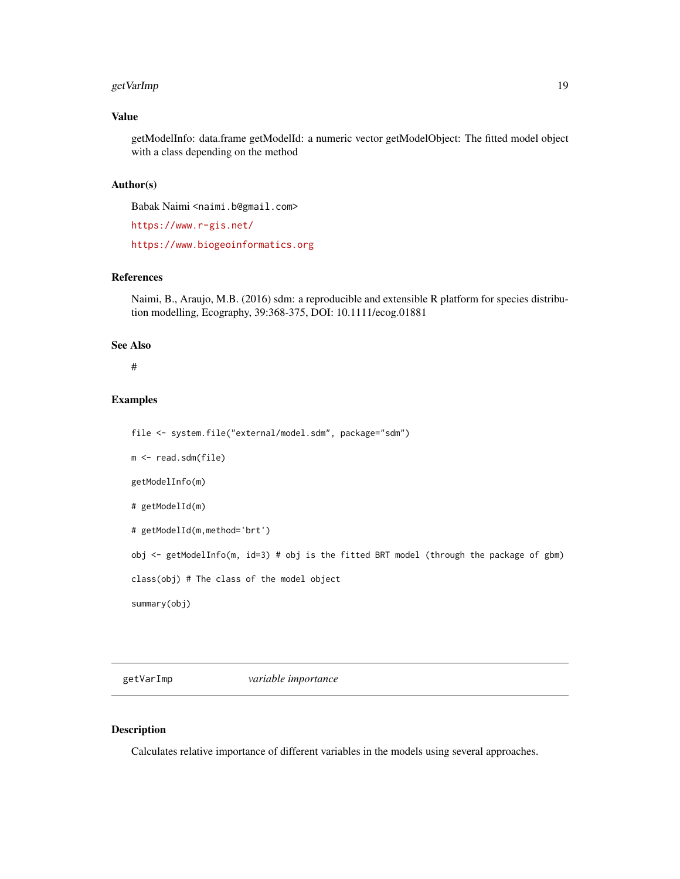### Value

getModelInfo: data.frame getModelId: a numeric vector getModelObject: The fitted model object with a class depending on the method

### Author(s)

Babak Naimi <naimi.b@gmail.com>

https://www.r-gis.net/

https://www.biogeoinformatics.org

### References

Naimi, B., Araujo, M.B. (2016) sdm: a reproducible and extensible R platform for species distribution modelling, Ecography, 39:368-375, DOI: 10.1111/ecog.01881

### See Also

#

### Examples

```
file <- system.file("external/model.sdm", package="sdm")

m <- read.sdm(file)

getModelInfo(m)

# getModelId(m)

# getModelId(m,method='brt')

obj <- getModelInfo(m, id=3) # obj is the fitted BRT model (through the package of gbm)

class(obj) # The class of the model object

summary(obj)
```

---

## getVarImp *variable importance*

---

### Description

Calculates relative importance of different variables in the models using several approaches.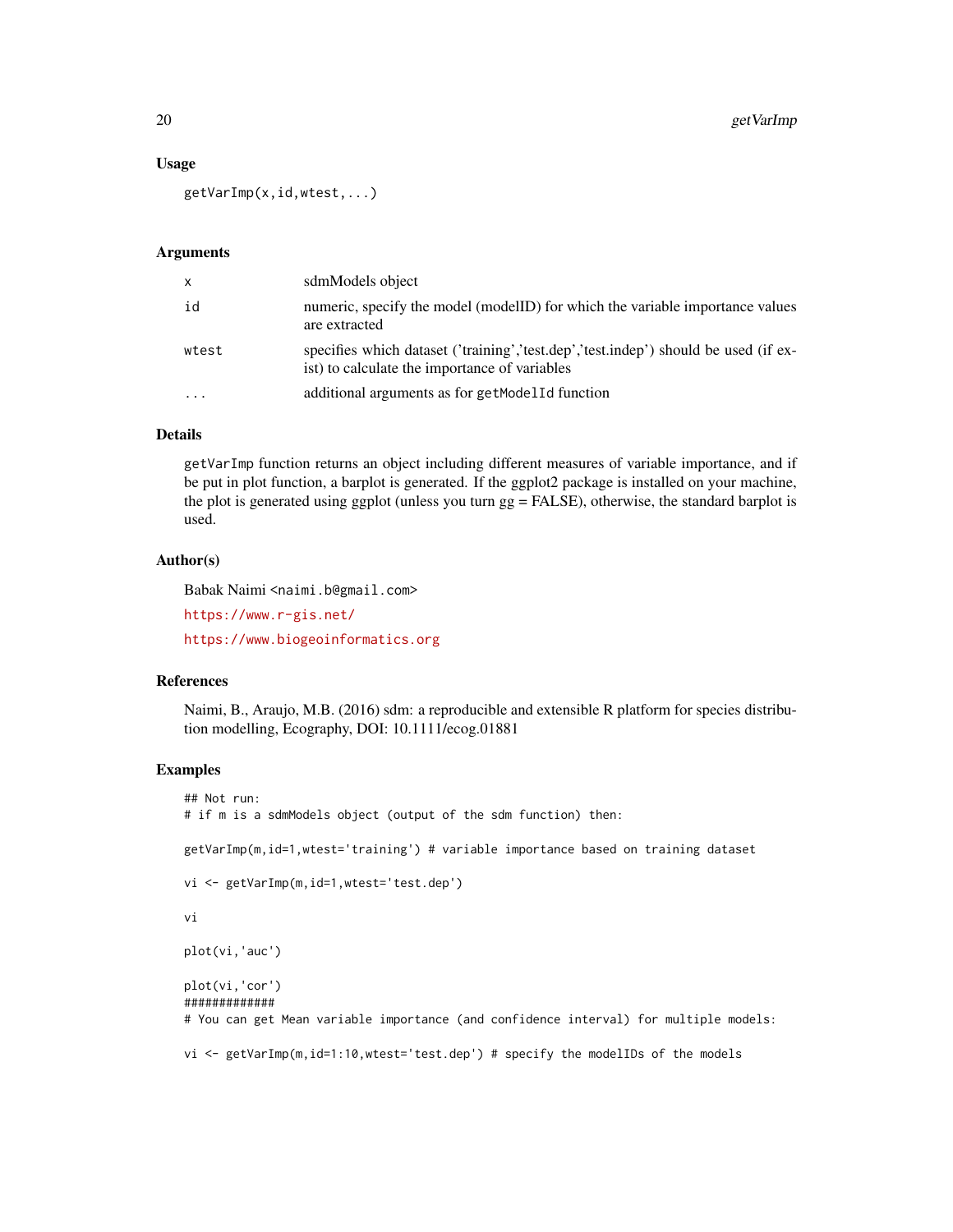### Usage

```
getVarImp(x,id,wtest,...)
```

### Arguments

| | |
|---|---|
| x | sdmModels object |
| id | numeric, specify the model (modelID) for which the variable importance values are extracted |
| wtest | specifies which dataset ('training','test.dep','test.indep') should be used (if exist) to calculate the importance of variables |
| ... | additional arguments as for `getModelId` function |

### Details

`getVarImp` function returns an object including different measures of variable importance, and if be put in plot function, a barplot is generated. If the ggplot2 package is installed on your machine, the plot is generated using ggplot (unless you turn gg = FALSE), otherwise, the standard barplot is used.

### Author(s)

Babak Naimi <naimi.b@gmail.com>

https://www.r-gis.net/

https://www.biogeoinformatics.org

### References

Naimi, B., Araujo, M.B. (2016) sdm: a reproducible and extensible R platform for species distribution modelling, Ecography, DOI: 10.1111/ecog.01881

### Examples

```
## Not run:
# if m is a sdmModels object (output of the sdm function) then:

getVarImp(m,id=1,wtest='training') # variable importance based on training dataset

vi <- getVarImp(m,id=1,wtest='test.dep')

vi

plot(vi,'auc')

plot(vi,'cor')
#############
# You can get Mean variable importance (and confidence interval) for multiple models:

vi <- getVarImp(m,id=1:10,wtest='test.dep') # specify the modelIDs of the models
```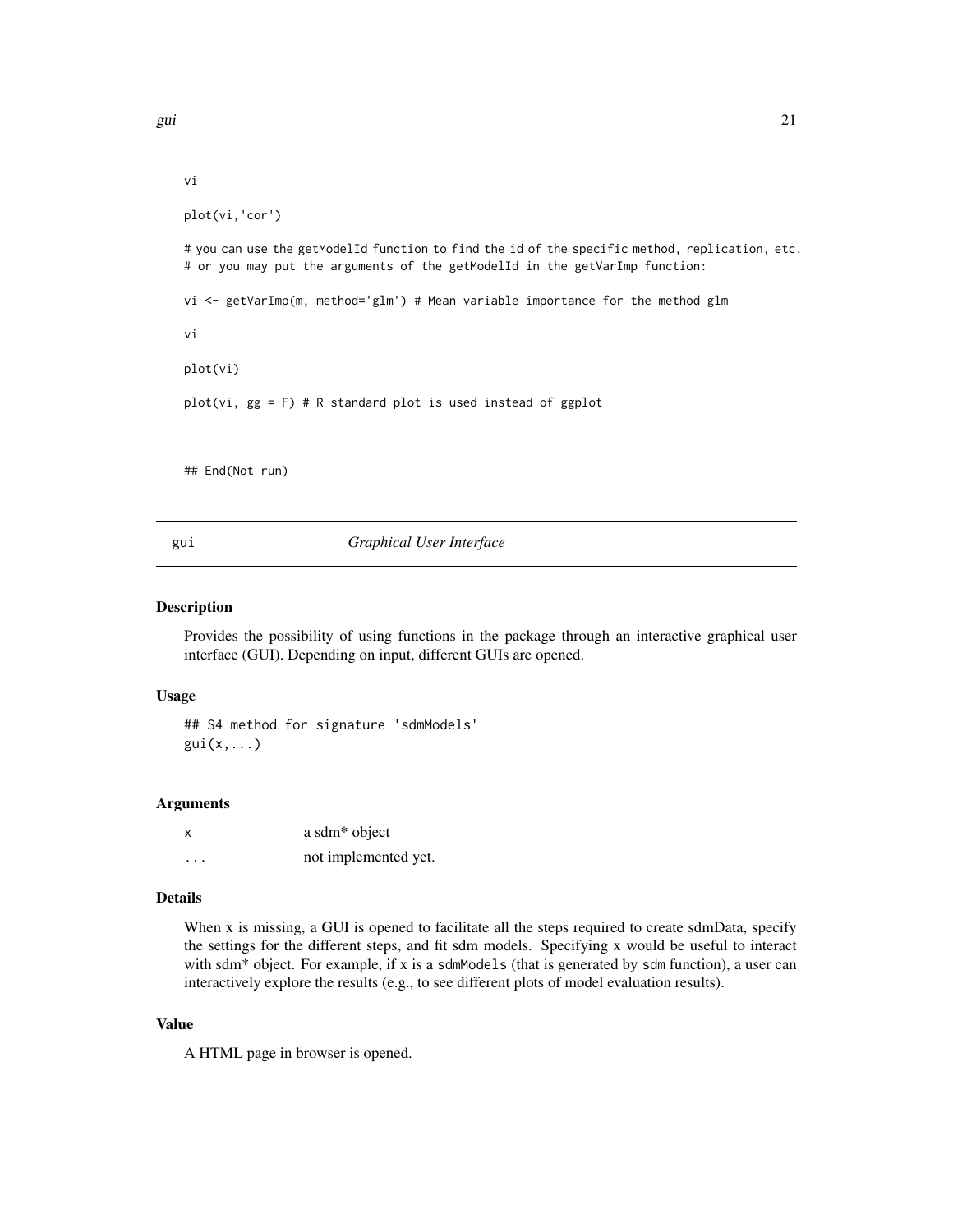```
vi

plot(vi,'cor')

# you can use the getModelId function to find the id of the specific method, replication, etc.
# or you may put the arguments of the getModelId in the getVarImp function:

vi <- getVarImp(m, method='glm') # Mean variable importance for the method glm

vi

plot(vi)

plot(vi, gg = F) # R standard plot is used instead of ggplot


## End(Not run)
```

---

## gui *Graphical User Interface*

---

### Description

Provides the possibility of using functions in the package through an interactive graphical user interface (GUI). Depending on input, different GUIs are opened.

### Usage

```
## S4 method for signature 'sdmModels'
gui(x,...)
```

### Arguments

| | |
|---|---|
| x | a sdm* object |
| ... | not implemented yet. |

### Details

When x is missing, a GUI is opened to facilitate all the steps required to create sdmData, specify the settings for the different steps, and fit sdm models. Specifying x would be useful to interact with sdm* object. For example, if x is a `sdmModels` (that is generated by `sdm` function), a user can interactively explore the results (e.g., to see different plots of model evaluation results).

### Value

A HTML page in browser is opened.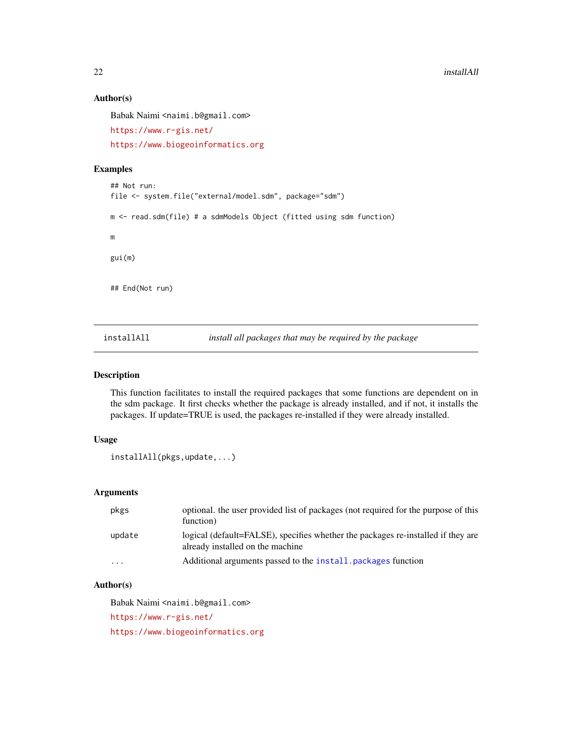### Author(s)

Babak Naimi <naimi.b@gmail.com>

https://www.r-gis.net/

https://www.biogeoinformatics.org

### Examples

```
## Not run:
file <- system.file("external/model.sdm", package="sdm")

m <- read.sdm(file) # a sdmModels Object (fitted using sdm function)

m

gui(m)


## End(Not run)
```

---

## installAll *install all packages that may be required by the package*

---

### Description

This function facilitates to install the required packages that some functions are dependent on in the sdm package. It first checks whether the package is already installed, and if not, it installs the packages. If update=TRUE is used, the packages re-installed if they were already installed.

### Usage

```
installAll(pkgs,update,...)
```

### Arguments

| | |
|---|---|
| pkgs | optional. the user provided list of packages (not required for the purpose of this function) |
| update | logical (default=FALSE), specifies whether the packages re-installed if they are already installed on the machine |
| ... | Additional arguments passed to the install.packages function |

### Author(s)

Babak Naimi <naimi.b@gmail.com>

https://www.r-gis.net/

https://www.biogeoinformatics.org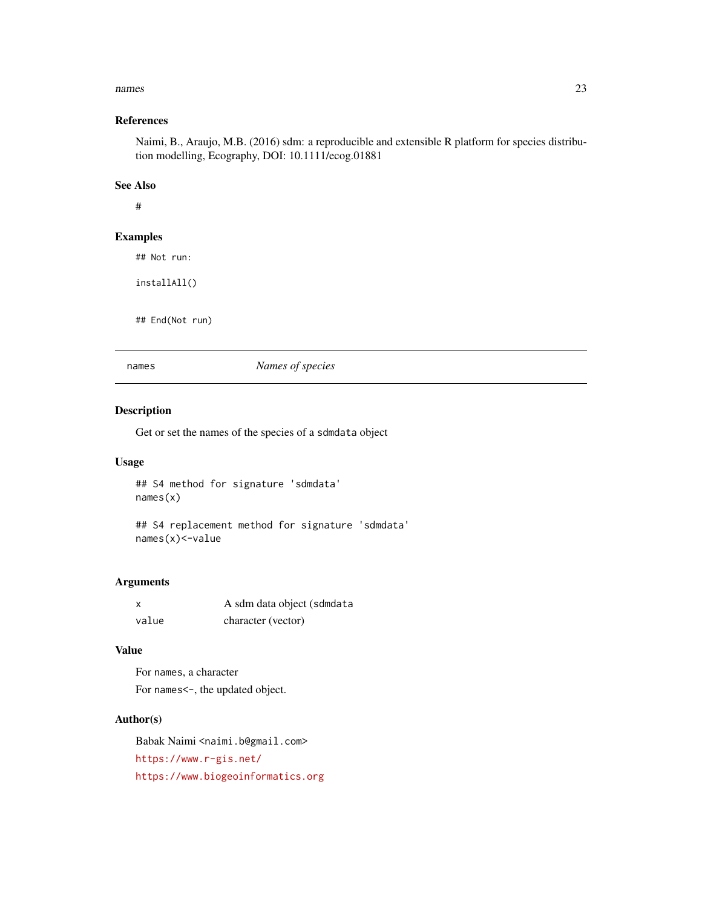### References

Naimi, B., Araujo, M.B. (2016) sdm: a reproducible and extensible R platform for species distribution modelling, Ecography, DOI: 10.1111/ecog.01881

### See Also

#

### Examples

```
## Not run:

installAll()


## End(Not run)
```

---

## names — *Names of species*

---

### Description

Get or set the names of the species of a `sdmdata` object

### Usage

```
## S4 method for signature 'sdmdata'
names(x)

## S4 replacement method for signature 'sdmdata'
names(x)<-value
```

### Arguments

| | |
|---|---|
| `x` | A sdm data object (`sdmdata` |
| `value` | character (vector) |

### Value

For `names`, a character

For `names<-`, the updated object.

### Author(s)

Babak Naimi `<naimi.b@gmail.com>`

https://www.r-gis.net/

https://www.biogeoinformatics.org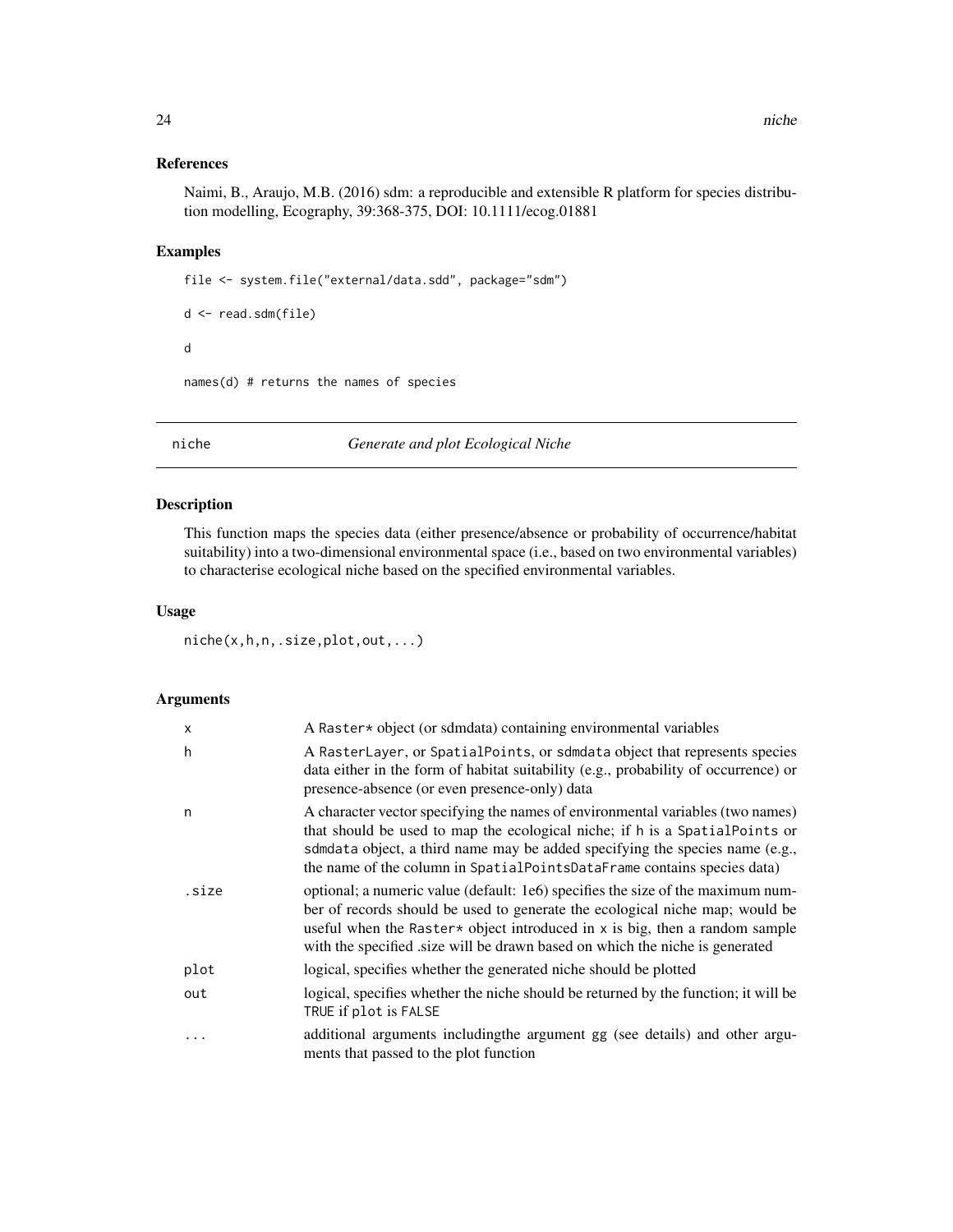### References

Naimi, B., Araujo, M.B. (2016) sdm: a reproducible and extensible R platform for species distribution modelling, Ecography, 39:368-375, DOI: 10.1111/ecog.01881

### Examples

```
file <- system.file("external/data.sdd", package="sdm")

d <- read.sdm(file)

d

names(d) # returns the names of species
```

## niche — *Generate and plot Ecological Niche*

### Description

This function maps the species data (either presence/absence or probability of occurrence/habitat suitability) into a two-dimensional environmental space (i.e., based on two environmental variables) to characterise ecological niche based on the specified environmental variables.

### Usage

```
niche(x,h,n,.size,plot,out,...)
```

### Arguments

| | |
|---|---|
| x | A Raster* object (or sdmdata) containing environmental variables |
| h | A RasterLayer, or SpatialPoints, or sdmdata object that represents species data either in the form of habitat suitability (e.g., probability of occurrence) or presence-absence (or even presence-only) data |
| n | A character vector specifying the names of environmental variables (two names) that should be used to map the ecological niche; if h is a SpatialPoints or sdmdata object, a third name may be added specifying the species name (e.g., the name of the column in SpatialPointsDataFrame contains species data) |
| .size | optional; a numeric value (default: 1e6) specifies the size of the maximum number of records should be used to generate the ecological niche map; would be useful when the Raster* object introduced in x is big, then a random sample with the specified .size will be drawn based on which the niche is generated |
| plot | logical, specifies whether the generated niche should be plotted |
| out | logical, specifies whether the niche should be returned by the function; it will be TRUE if plot is FALSE |
| ... | additional arguments includingthe argument gg (see details) and other arguments that passed to the plot function |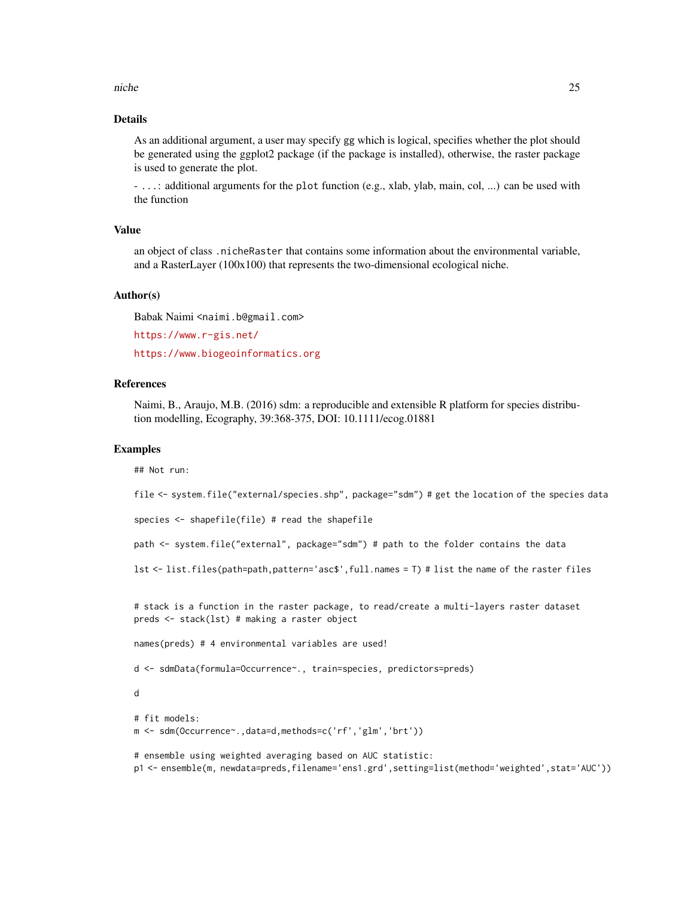## Details

As an additional argument, a user may specify gg which is logical, specifies whether the plot should be generated using the ggplot2 package (if the package is installed), otherwise, the raster package is used to generate the plot.

- ...: additional arguments for the `plot` function (e.g., xlab, ylab, main, col, ...) can be used with the function

## Value

an object of class `.nicheRaster` that contains some information about the environmental variable, and a RasterLayer (100x100) that represents the two-dimensional ecological niche.

## Author(s)

Babak Naimi <naimi.b@gmail.com>

https://www.r-gis.net/

https://www.biogeoinformatics.org

## References

Naimi, B., Araujo, M.B. (2016) sdm: a reproducible and extensible R platform for species distribution modelling, Ecography, 39:368-375, DOI: 10.1111/ecog.01881

## Examples

```
## Not run:

file <- system.file("external/species.shp", package="sdm") # get the location of the species data

species <- shapefile(file) # read the shapefile

path <- system.file("external", package="sdm") # path to the folder contains the data

lst <- list.files(path=path,pattern='asc$',full.names = T) # list the name of the raster files


# stack is a function in the raster package, to read/create a multi-layers raster dataset
preds <- stack(lst) # making a raster object

names(preds) # 4 environmental variables are used!

d <- sdmData(formula=Occurrence~., train=species, predictors=preds)

d

# fit models:
m <- sdm(Occurrence~.,data=d,methods=c('rf','glm','brt'))

# ensemble using weighted averaging based on AUC statistic:
p1 <- ensemble(m, newdata=preds,filename='ens1.grd',setting=list(method='weighted',stat='AUC'))
```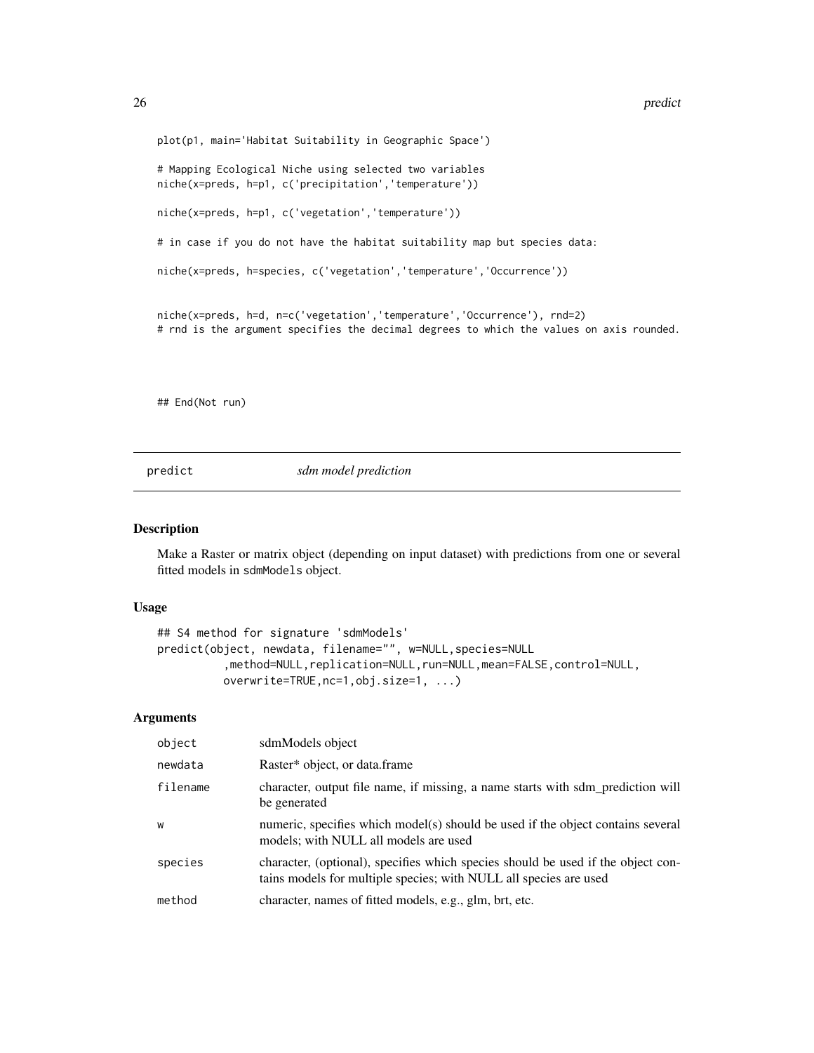```
plot(p1, main='Habitat Suitability in Geographic Space')

# Mapping Ecological Niche using selected two variables
niche(x=preds, h=p1, c('precipitation','temperature'))

niche(x=preds, h=p1, c('vegetation','temperature'))

# in case if you do not have the habitat suitability map but species data:

niche(x=preds, h=species, c('vegetation','temperature','Occurrence'))


niche(x=preds, h=d, n=c('vegetation','temperature','Occurrence'), rnd=2)
# rnd is the argument specifies the decimal degrees to which the values on axis rounded.



## End(Not run)
```

## predict — *sdm model prediction*

### Description

Make a Raster or matrix object (depending on input dataset) with predictions from one or several fitted models in sdmModels object.

### Usage

```
## S4 method for signature 'sdmModels'
predict(object, newdata, filename="", w=NULL,species=NULL
         ,method=NULL,replication=NULL,run=NULL,mean=FALSE,control=NULL,
         overwrite=TRUE,nc=1,obj.size=1, ...)
```

### Arguments

| | |
|---|---|
| object | sdmModels object |
| newdata | Raster* object, or data.frame |
| filename | character, output file name, if missing, a name starts with sdm_prediction will be generated |
| w | numeric, specifies which model(s) should be used if the object contains several models; with NULL all models are used |
| species | character, (optional), specifies which species should be used if the object contains models for multiple species; with NULL all species are used |
| method | character, names of fitted models, e.g., glm, brt, etc. |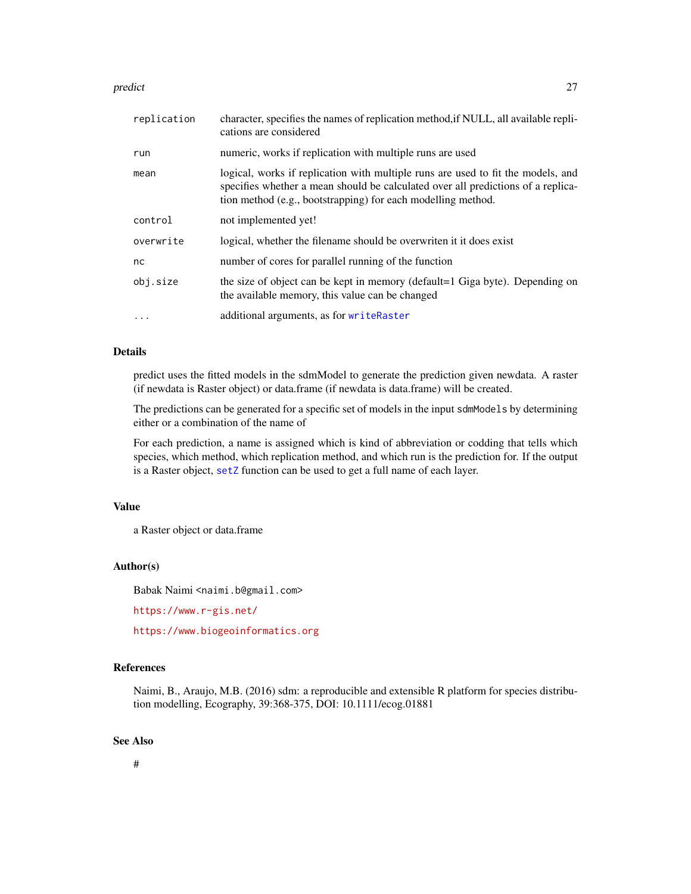| | |
|---|---|
| `replication` | character, specifies the names of replication method,if NULL, all available replications are considered |
| `run` | numeric, works if replication with multiple runs are used |
| `mean` | logical, works if replication with multiple runs are used to fit the models, and specifies whether a mean should be calculated over all predictions of a replication method (e.g., bootstrapping) for each modelling method. |
| `control` | not implemented yet! |
| `overwrite` | logical, whether the filename should be overwriten it it does exist |
| `nc` | number of cores for parallel running of the function |
| `obj.size` | the size of object can be kept in memory (default=1 Giga byte). Depending on the available memory, this value can be changed |
| `...` | additional arguments, as for `writeRaster` |

## Details

predict uses the fitted models in the sdmModel to generate the prediction given newdata. A raster (if newdata is Raster object) or data.frame (if newdata is data.frame) will be created.

The predictions can be generated for a specific set of models in the input `sdmModels` by determining either or a combination of the name of

For each prediction, a name is assigned which is kind of abbreviation or codding that tells which species, which method, which replication method, and which run is the prediction for. If the output is a Raster object, `setZ` function can be used to get a full name of each layer.

## Value

a Raster object or data.frame

## Author(s)

Babak Naimi <`naimi.b@gmail.com`>

`https://www.r-gis.net/`

`https://www.biogeoinformatics.org`

## References

Naimi, B., Araujo, M.B. (2016) sdm: a reproducible and extensible R platform for species distribution modelling, Ecography, 39:368-375, DOI: 10.1111/ecog.01881

## See Also

#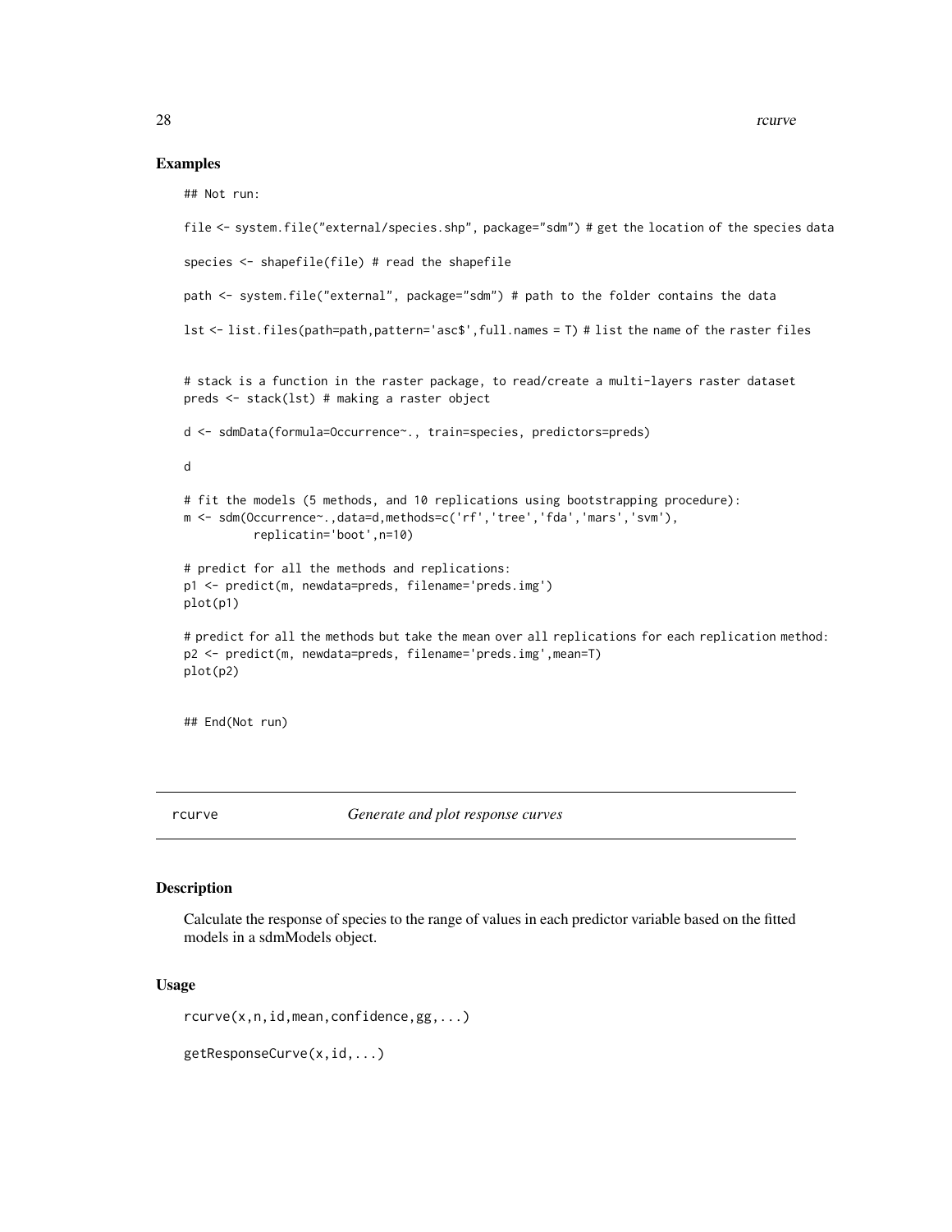## Examples

```
## Not run:

file <- system.file("external/species.shp", package="sdm") # get the location of the species data

species <- shapefile(file) # read the shapefile

path <- system.file("external", package="sdm") # path to the folder contains the data

lst <- list.files(path=path,pattern='asc$',full.names = T) # list the name of the raster files


# stack is a function in the raster package, to read/create a multi-layers raster dataset
preds <- stack(lst) # making a raster object

d <- sdmData(formula=Occurrence~., train=species, predictors=preds)

d

# fit the models (5 methods, and 10 replications using bootstrapping procedure):
m <- sdm(Occurrence~.,data=d,methods=c('rf','tree','fda','mars','svm'),
          replicatin='boot',n=10)

# predict for all the methods and replications:
p1 <- predict(m, newdata=preds, filename='preds.img')
plot(p1)

# predict for all the methods but take the mean over all replications for each replication method:
p2 <- predict(m, newdata=preds, filename='preds.img',mean=T)
plot(p2)


## End(Not run)
```

---

# rcurve — *Generate and plot response curves*

## Description

Calculate the response of species to the range of values in each predictor variable based on the fitted models in a sdmModels object.

## Usage

```
rcurve(x,n,id,mean,confidence,gg,...)

getResponseCurve(x,id,...)
```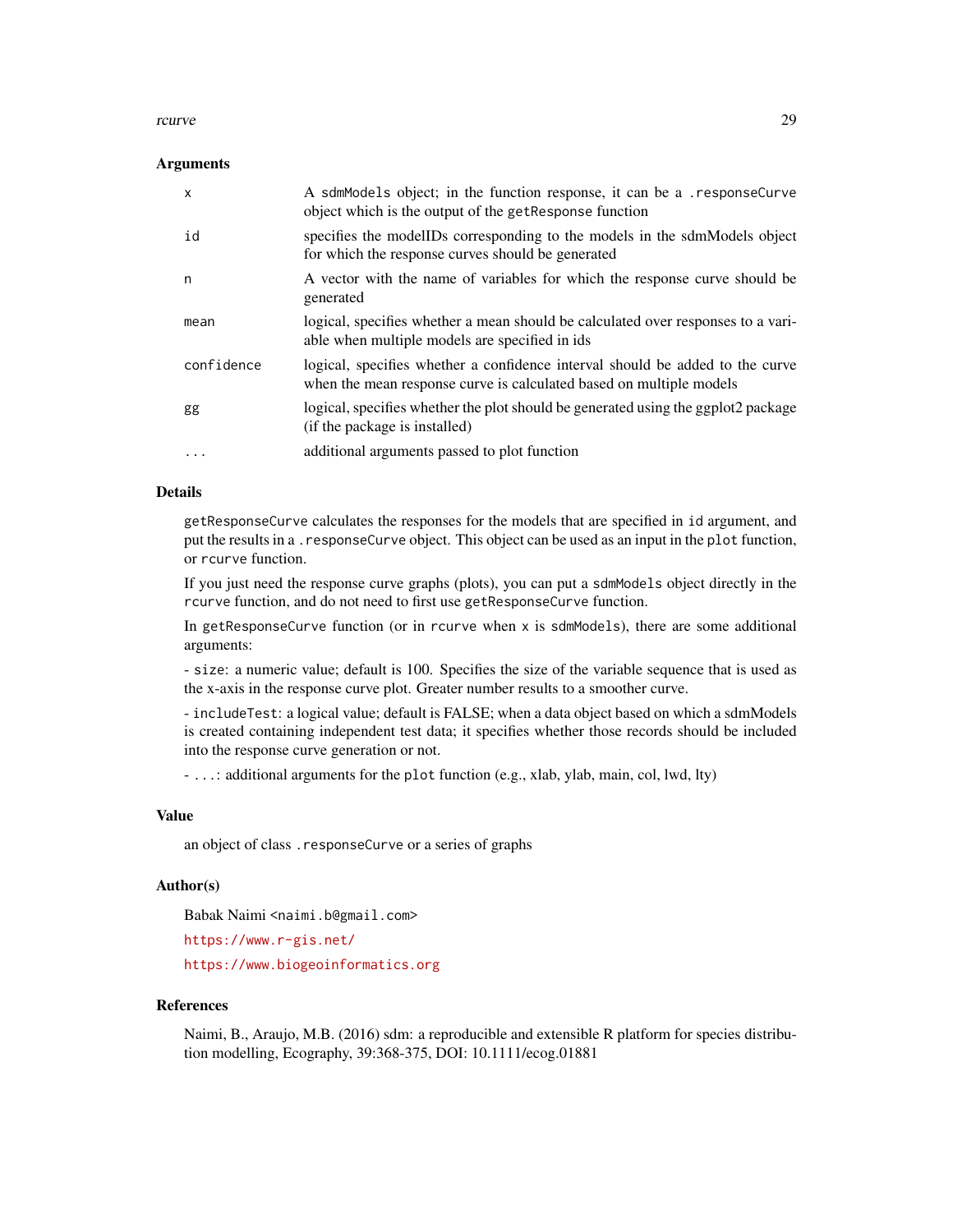### Arguments

| | |
|---|---|
| `x` | A `sdmModels` object; in the function response, it can be a `.responseCurve` object which is the output of the `getResponse` function |
| `id` | specifies the modelIDs corresponding to the models in the sdmModels object for which the response curves should be generated |
| `n` | A vector with the name of variables for which the response curve should be generated |
| `mean` | logical, specifies whether a mean should be calculated over responses to a variable when multiple models are specified in ids |
| `confidence` | logical, specifies whether a confidence interval should be added to the curve when the mean response curve is calculated based on multiple models |
| `gg` | logical, specifies whether the plot should be generated using the ggplot2 package (if the package is installed) |
| `...` | additional arguments passed to plot function |

### Details

`getResponseCurve` calculates the responses for the models that are specified in `id` argument, and put the results in a `.responseCurve` object. This object can be used as an input in the `plot` function, or `rcurve` function.

If you just need the response curve graphs (plots), you can put a `sdmModels` object directly in the `rcurve` function, and do not need to first use `getResponseCurve` function.

In `getResponseCurve` function (or in `rcurve` when `x` is `sdmModels`), there are some additional arguments:

- `size`: a numeric value; default is 100. Specifies the size of the variable sequence that is used as the x-axis in the response curve plot. Greater number results to a smoother curve.

- `includeTest`: a logical value; default is FALSE; when a data object based on which a sdmModels is created containing independent test data; it specifies whether those records should be included into the response curve generation or not.

- `...`: additional arguments for the `plot` function (e.g., xlab, ylab, main, col, lwd, lty)

### Value

an object of class `.responseCurve` or a series of graphs

### Author(s)

Babak Naimi <naimi.b@gmail.com>

https://www.r-gis.net/

https://www.biogeoinformatics.org

### References

Naimi, B., Araujo, M.B. (2016) sdm: a reproducible and extensible R platform for species distribution modelling, Ecography, 39:368-375, DOI: 10.1111/ecog.01881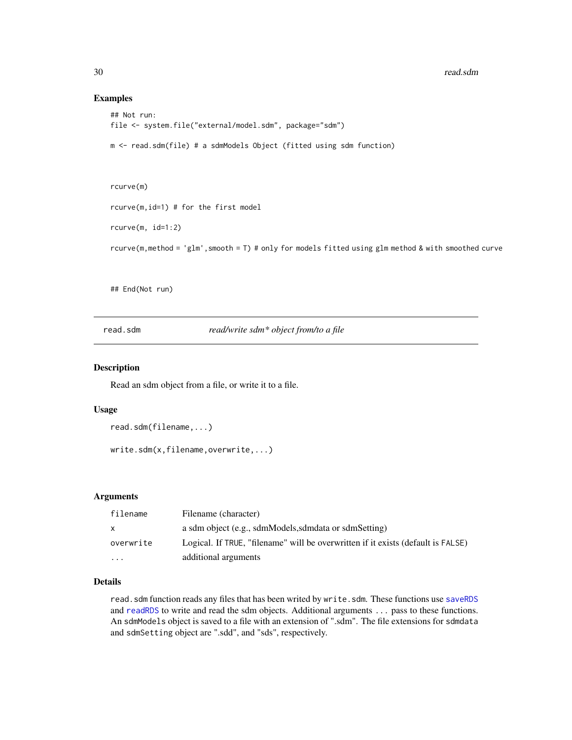## Examples

```
## Not run:
file <- system.file("external/model.sdm", package="sdm")

m <- read.sdm(file) # a sdmModels Object (fitted using sdm function)



rcurve(m)

rcurve(m,id=1) # for the first model

rcurve(m, id=1:2)

rcurve(m,method = 'glm',smooth = T) # only for models fitted using glm method & with smoothed curve



## End(Not run)
```

---

read.sdm &nbsp;&nbsp;&nbsp;&nbsp;&nbsp;&nbsp; *read/write sdm* object from/to a file*

---

## Description

Read an sdm object from a file, or write it to a file.

## Usage

```
read.sdm(filename,...)

write.sdm(x,filename,overwrite,...)
```

## Arguments

| | |
|---|---|
| filename | Filename (character) |
| x | a sdm object (e.g., sdmModels,sdmdata or sdmSetting) |
| overwrite | Logical. If TRUE, "filename" will be overwritten if it exists (default is FALSE) |
| ... | additional arguments |

## Details

`read.sdm` function reads any files that has been writed by `write.sdm`. These functions use `saveRDS` and `readRDS` to write and read the sdm objects. Additional arguments `...` pass to these functions. An `sdmModels` object is saved to a file with an extension of ".sdm". The file extensions for `sdmdata` and `sdmSetting` object are ".sdd", and "sds", respectively.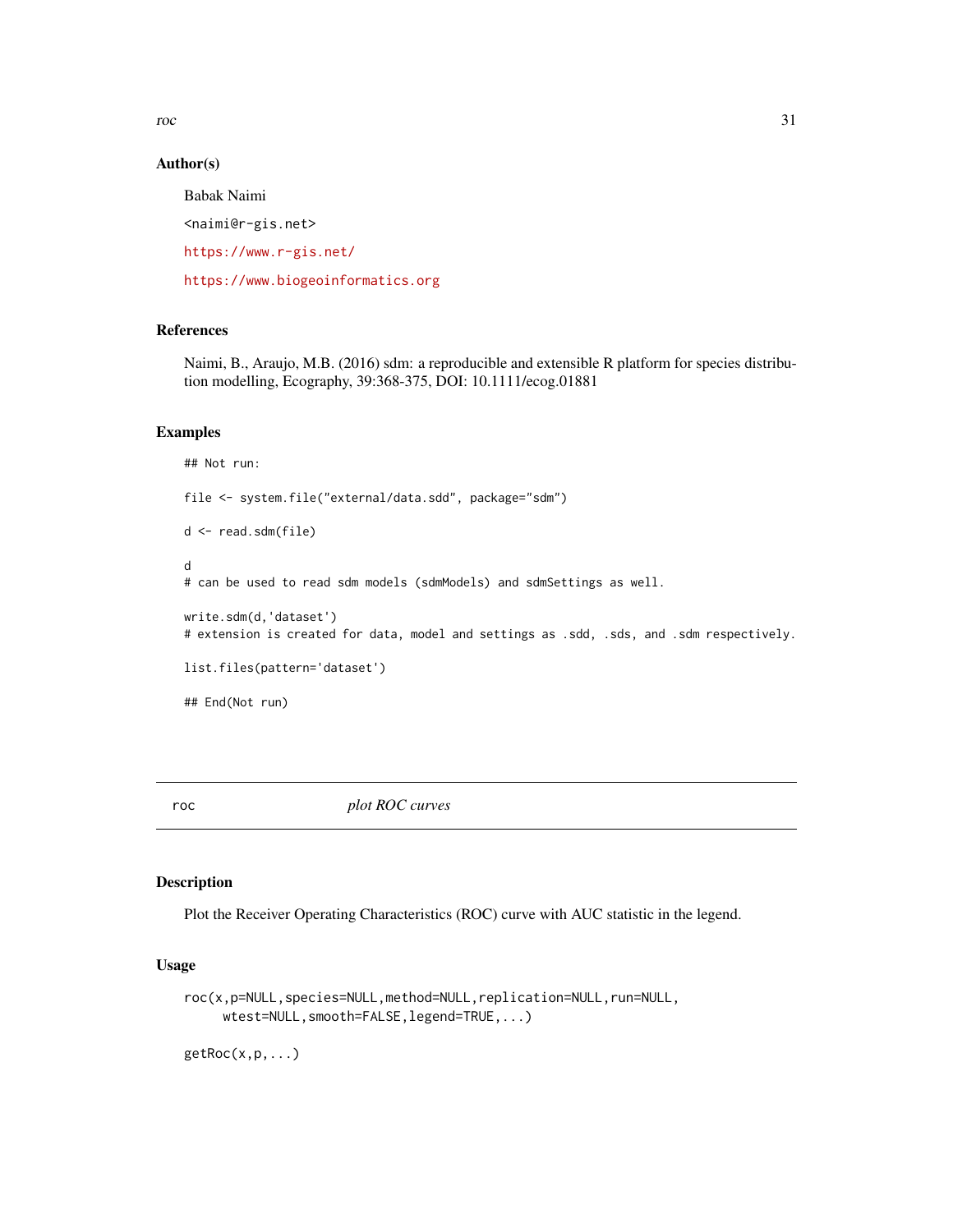### Author(s)

Babak Naimi

<naimi@r-gis.net>

https://www.r-gis.net/

https://www.biogeoinformatics.org

### References

Naimi, B., Araujo, M.B. (2016) sdm: a reproducible and extensible R platform for species distribution modelling, Ecography, 39:368-375, DOI: 10.1111/ecog.01881

### Examples

```
## Not run:

file <- system.file("external/data.sdd", package="sdm")

d <- read.sdm(file)

d
# can be used to read sdm models (sdmModels) and sdmSettings as well.

write.sdm(d,'dataset')
# extension is created for data, model and settings as .sdd, .sds, and .sdm respectively.

list.files(pattern='dataset')

## End(Not run)
```

---

## roc *plot ROC curves*

### Description

Plot the Receiver Operating Characteristics (ROC) curve with AUC statistic in the legend.

### Usage

```
roc(x,p=NULL,species=NULL,method=NULL,replication=NULL,run=NULL,
     wtest=NULL,smooth=FALSE,legend=TRUE,...)

getRoc(x,p,...)
```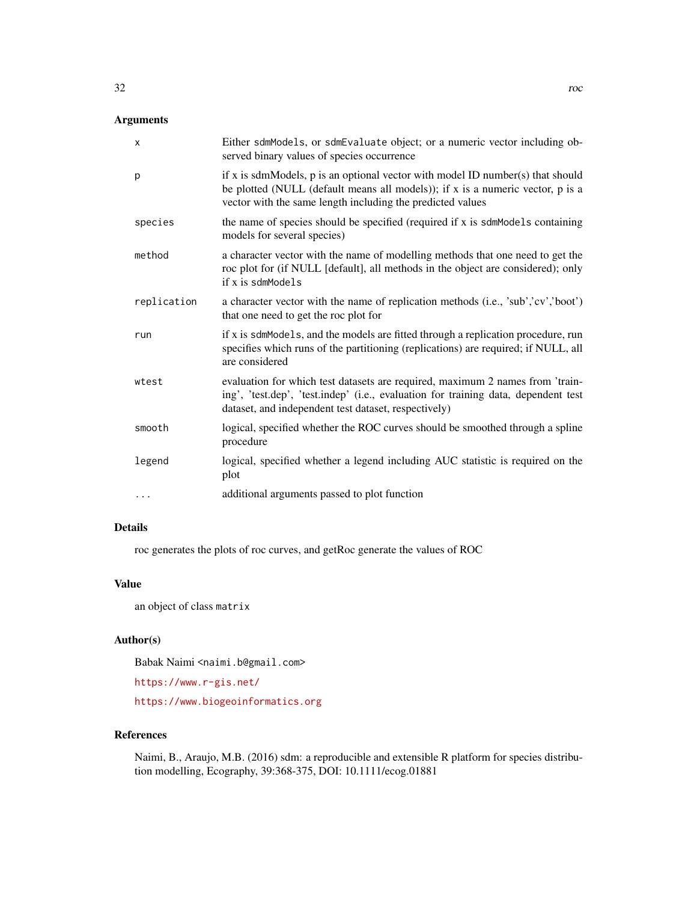## Arguments

| | |
|---|---|
| `x` | Either `sdmModels`, or `sdmEvaluate` object; or a numeric vector including observed binary values of species occurrence |
| `p` | if x is sdmModels, p is an optional vector with model ID number(s) that should be plotted (NULL (default means all models)); if x is a numeric vector, p is a vector with the same length including the predicted values |
| `species` | the name of species should be specified (required if x is `sdmModels` containing models for several species) |
| `method` | a character vector with the name of modelling methods that one need to get the roc plot for (if NULL [default], all methods in the object are considered); only if x is `sdmModels` |
| `replication` | a character vector with the name of replication methods (i.e., 'sub','cv','boot') that one need to get the roc plot for |
| `run` | if x is `sdmModels`, and the models are fitted through a replication procedure, run specifies which runs of the partitioning (replications) are required; if NULL, all are considered |
| `wtest` | evaluation for which test datasets are required, maximum 2 names from 'training', 'test.dep', 'test.indep' (i.e., evaluation for training data, dependent test dataset, and independent test dataset, respectively) |
| `smooth` | logical, specified whether the ROC curves should be smoothed through a spline procedure |
| `legend` | logical, specified whether a legend including AUC statistic is required on the plot |
| `...` | additional arguments passed to plot function |

## Details

roc generates the plots of roc curves, and getRoc generate the values of ROC

## Value

an object of class `matrix`

## Author(s)

Babak Naimi <`naimi.b@gmail.com`>

https://www.r-gis.net/

https://www.biogeoinformatics.org

## References

Naimi, B., Araujo, M.B. (2016) sdm: a reproducible and extensible R platform for species distribution modelling, Ecography, 39:368-375, DOI: 10.1111/ecog.01881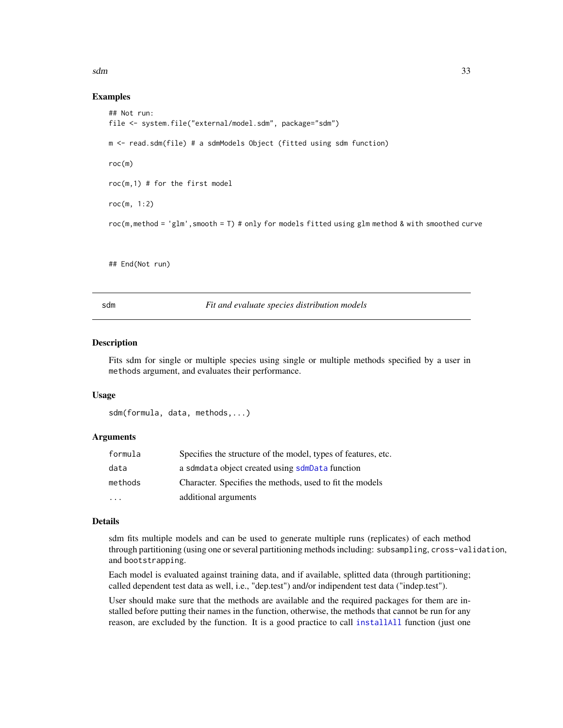### Examples

```
## Not run:
file <- system.file("external/model.sdm", package="sdm")

m <- read.sdm(file) # a sdmModels Object (fitted using sdm function)

roc(m)

roc(m,1) # for the first model

roc(m, 1:2)

roc(m,method = 'glm',smooth = T) # only for models fitted using glm method & with smoothed curve



## End(Not run)
```

## sdm — *Fit and evaluate species distribution models*

### Description

Fits sdm for single or multiple species using single or multiple methods specified by a user in `methods` argument, and evaluates their performance.

### Usage

```
sdm(formula, data, methods,...)
```

### Arguments

| | |
|---|---|
| `formula` | Specifies the structure of the model, types of features, etc. |
| `data` | a `sdmdata` object created using `sdmData` function |
| `methods` | Character. Specifies the methods, used to fit the models |
| `...` | additional arguments |

### Details

sdm fits multiple models and can be used to generate multiple runs (replicates) of each method through partitioning (using one or several partitioning methods including: `subsampling`, `cross-validation`, and `bootstrapping`.

Each model is evaluated against training data, and if available, splitted data (through partitioning; called dependent test data as well, i.e., "dep.test") and/or indipendent test data ("indep.test").

User should make sure that the methods are available and the required packages for them are installed before putting their names in the function, otherwise, the methods that cannot be run for any reason, are excluded by the function. It is a good practice to call `installAll` function (just one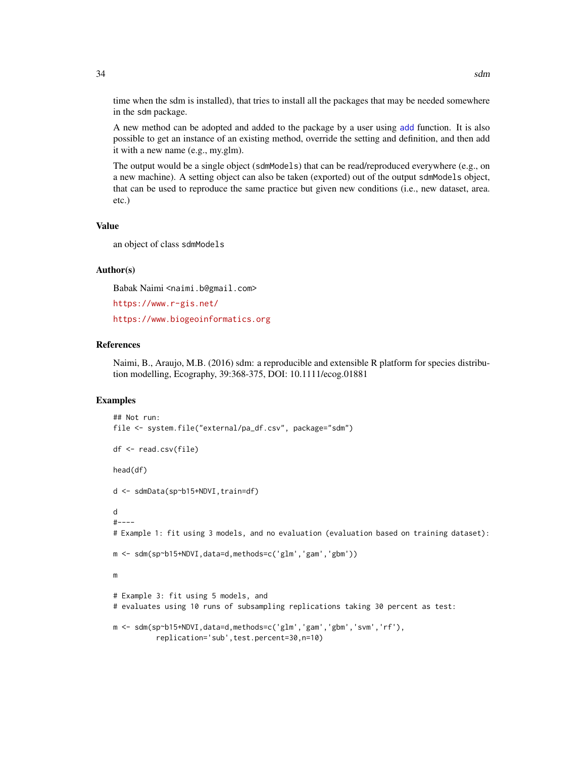time when the sdm is installed), that tries to install all the packages that may be needed somewhere in the sdm package.

A new method can be adopted and added to the package by a user using add function. It is also possible to get an instance of an existing method, override the setting and definition, and then add it with a new name (e.g., my.glm).

The output would be a single object (sdmModels) that can be read/reproduced everywhere (e.g., on a new machine). A setting object can also be taken (exported) out of the output sdmModels object, that can be used to reproduce the same practice but given new conditions (i.e., new dataset, area. etc.)

### Value

an object of class sdmModels

### Author(s)

Babak Naimi <naimi.b@gmail.com>

https://www.r-gis.net/

https://www.biogeoinformatics.org

### References

Naimi, B., Araujo, M.B. (2016) sdm: a reproducible and extensible R platform for species distribution modelling, Ecography, 39:368-375, DOI: 10.1111/ecog.01881

### Examples

```
## Not run:
file <- system.file("external/pa_df.csv", package="sdm")

df <- read.csv(file)

head(df)

d <- sdmData(sp~b15+NDVI,train=df)

d
#----
# Example 1: fit using 3 models, and no evaluation (evaluation based on training dataset):

m <- sdm(sp~b15+NDVI,data=d,methods=c('glm','gam','gbm'))

m

# Example 3: fit using 5 models, and
# evaluates using 10 runs of subsampling replications taking 30 percent as test:

m <- sdm(sp~b15+NDVI,data=d,methods=c('glm','gam','gbm','svm','rf'),
          replication='sub',test.percent=30,n=10)
```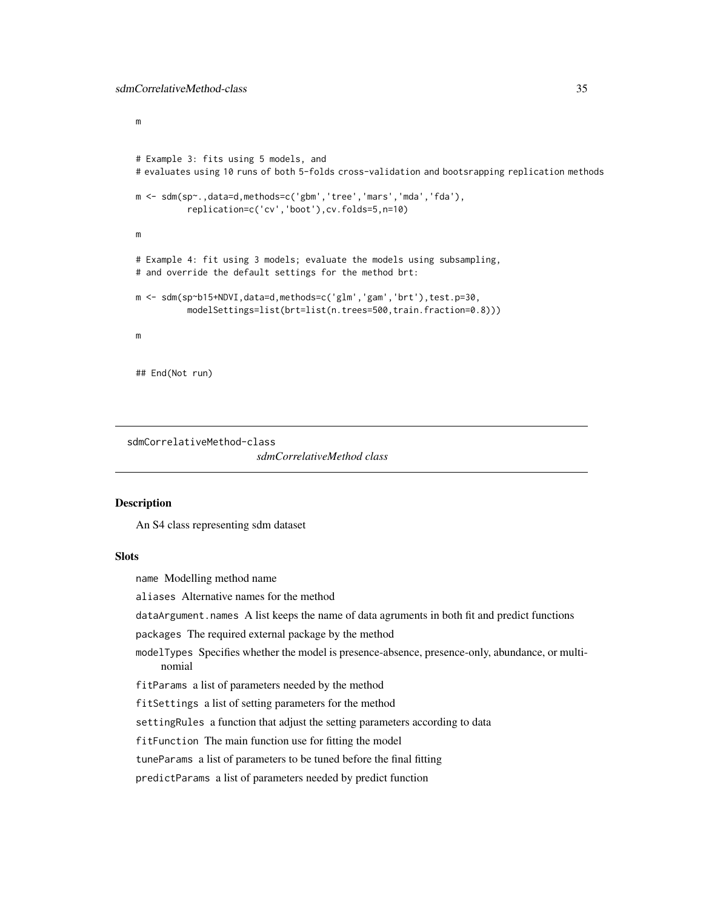```
m

# Example 3: fits using 5 models, and
# evaluates using 10 runs of both 5-folds cross-validation and bootsrapping replication methods

m <- sdm(sp~.,data=d,methods=c('gbm','tree','mars','mda','fda'),
          replication=c('cv','boot'),cv.folds=5,n=10)

m

# Example 4: fit using 3 models; evaluate the models using subsampling,
# and override the default settings for the method brt:

m <- sdm(sp~b15+NDVI,data=d,methods=c('glm','gam','brt'),test.p=30,
          modelSettings=list(brt=list(n.trees=500,train.fraction=0.8)))

m

## End(Not run)
```

## sdmCorrelativeMethod-class

*sdmCorrelativeMethod class*

### Description

An S4 class representing sdm dataset

### Slots

- `name` Modelling method name
- `aliases` Alternative names for the method
- `dataArgument.names` A list keeps the name of data agruments in both fit and predict functions
- `packages` The required external package by the method
- `modelTypes` Specifies whether the model is presence-absence, presence-only, abundance, or multinomial
- `fitParams` a list of parameters needed by the method
- `fitSettings` a list of setting parameters for the method
- `settingRules` a function that adjust the setting parameters according to data
- `fitFunction` The main function use for fitting the model
- `tuneParams` a list of parameters to be tuned before the final fitting
- `predictParams` a list of parameters needed by predict function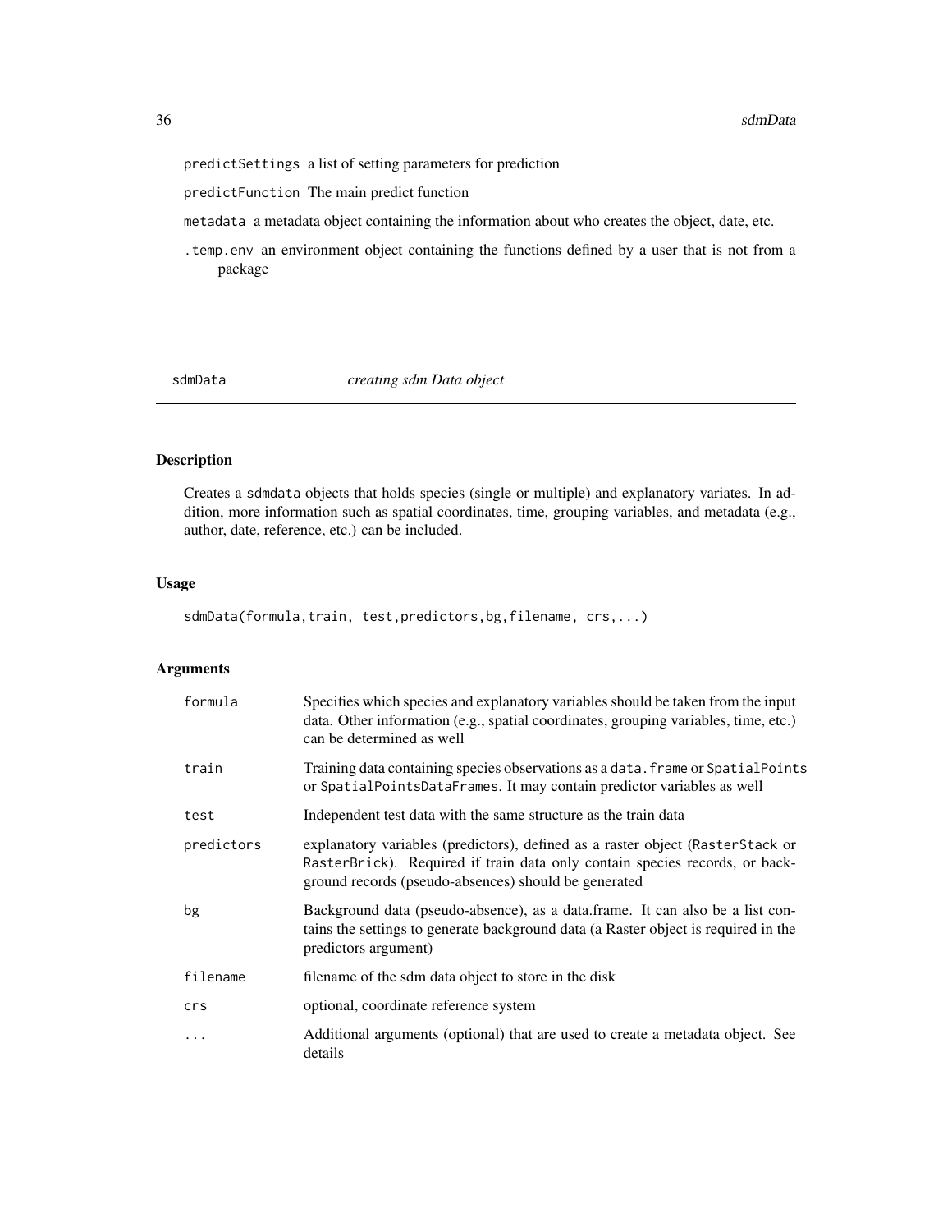predictSettings a list of setting parameters for prediction

predictFunction The main predict function

metadata a metadata object containing the information about who creates the object, date, etc.

.temp.env an environment object containing the functions defined by a user that is not from a package

## sdmData — *creating sdm Data object*

### Description

Creates a sdmdata objects that holds species (single or multiple) and explanatory variates. In addition, more information such as spatial coordinates, time, grouping variables, and metadata (e.g., author, date, reference, etc.) can be included.

### Usage

```
sdmData(formula,train, test,predictors,bg,filename, crs,...)
```

### Arguments

| | |
|---|---|
| formula | Specifies which species and explanatory variables should be taken from the input data. Other information (e.g., spatial coordinates, grouping variables, time, etc.) can be determined as well |
| train | Training data containing species observations as a data.frame or SpatialPoints or SpatialPointsDataFrames. It may contain predictor variables as well |
| test | Independent test data with the same structure as the train data |
| predictors | explanatory variables (predictors), defined as a raster object (RasterStack or RasterBrick). Required if train data only contain species records, or background records (pseudo-absences) should be generated |
| bg | Background data (pseudo-absence), as a data.frame. It can also be a list contains the settings to generate background data (a Raster object is required in the predictors argument) |
| filename | filename of the sdm data object to store in the disk |
| crs | optional, coordinate reference system |
| ... | Additional arguments (optional) that are used to create a metadata object. See details |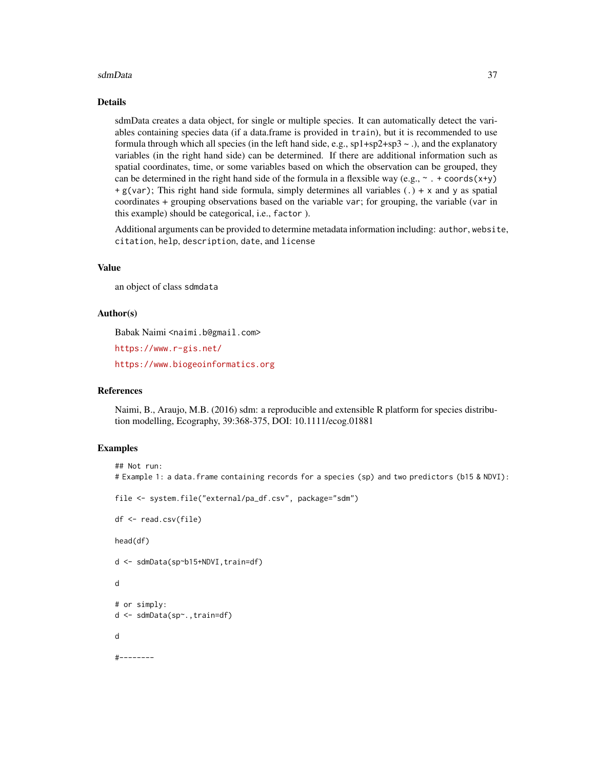## Details

sdmData creates a data object, for single or multiple species. It can automatically detect the variables containing species data (if a data.frame is provided in `train`), but it is recommended to use formula through which all species (in the left hand side, e.g., sp1+sp2+sp3 ~ .), and the explanatory variables (in the right hand side) can be determined. If there are additional information such as spatial coordinates, time, or some variables based on which the observation can be grouped, they can be determined in the right hand side of the formula in a flexible way (e.g., `~ . + coords(x+y) + g(var)`; This right hand side formula, simply determines all variables (`.`) + `x` and `y` as spatial coordinates + grouping observations based on the variable `var`; for grouping, the variable (`var` in this example) should be categorical, i.e., `factor` ).

Additional arguments can be provided to determine metadata information including: `author`, `website`, `citation`, `help`, `description`, `date`, and `license`

## Value

an object of class `sdmdata`

## Author(s)

Babak Naimi <naimi.b@gmail.com>

https://www.r-gis.net/

https://www.biogeoinformatics.org

## References

Naimi, B., Araujo, M.B. (2016) sdm: a reproducible and extensible R platform for species distribution modelling, Ecography, 39:368-375, DOI: 10.1111/ecog.01881

## Examples

```
## Not run:
# Example 1: a data.frame containing records for a species (sp) and two predictors (b15 & NDVI):

file <- system.file("external/pa_df.csv", package="sdm")

df <- read.csv(file)

head(df)

d <- sdmData(sp~b15+NDVI,train=df)

d

# or simply:
d <- sdmData(sp~.,train=df)

d

#--------
```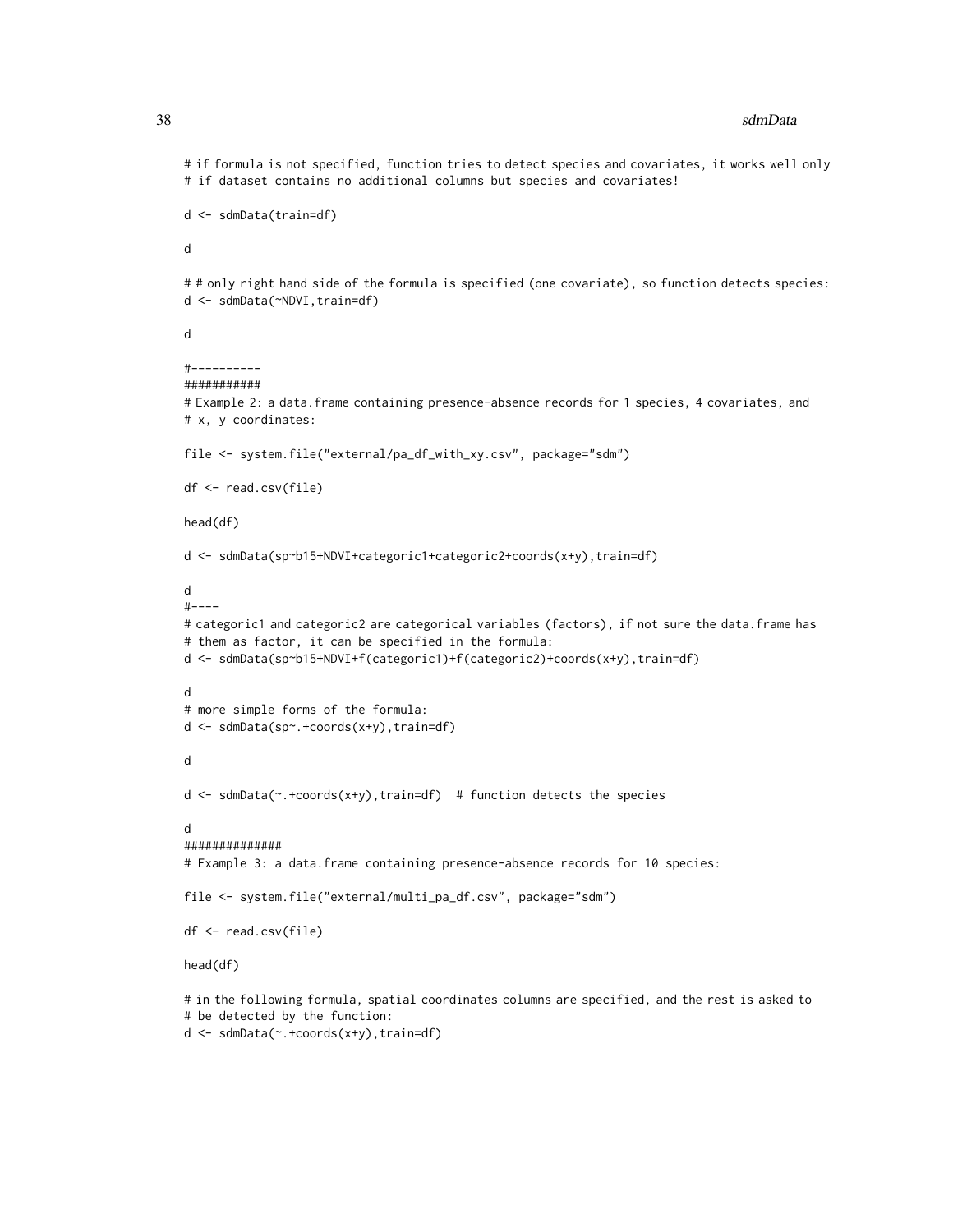```
# if formula is not specified, function tries to detect species and covariates, it works well only
# if dataset contains no additional columns but species and covariates!

d <- sdmData(train=df)

d

# # only right hand side of the formula is specified (one covariate), so function detects species:
d <- sdmData(~NDVI,train=df)

d

#----------
###########
# Example 2: a data.frame containing presence-absence records for 1 species, 4 covariates, and
# x, y coordinates:

file <- system.file("external/pa_df_with_xy.csv", package="sdm")

df <- read.csv(file)

head(df)

d <- sdmData(sp~b15+NDVI+categoric1+categoric2+coords(x+y),train=df)

d
#----
# categoric1 and categoric2 are categorical variables (factors), if not sure the data.frame has
# them as factor, it can be specified in the formula:
d <- sdmData(sp~b15+NDVI+f(categoric1)+f(categoric2)+coords(x+y),train=df)

d
# more simple forms of the formula:
d <- sdmData(sp~.+coords(x+y),train=df)

d

d <- sdmData(~.+coords(x+y),train=df)  # function detects the species

d
##############
# Example 3: a data.frame containing presence-absence records for 10 species:

file <- system.file("external/multi_pa_df.csv", package="sdm")

df <- read.csv(file)

head(df)

# in the following formula, spatial coordinates columns are specified, and the rest is asked to
# be detected by the function:
d <- sdmData(~.+coords(x+y),train=df)
```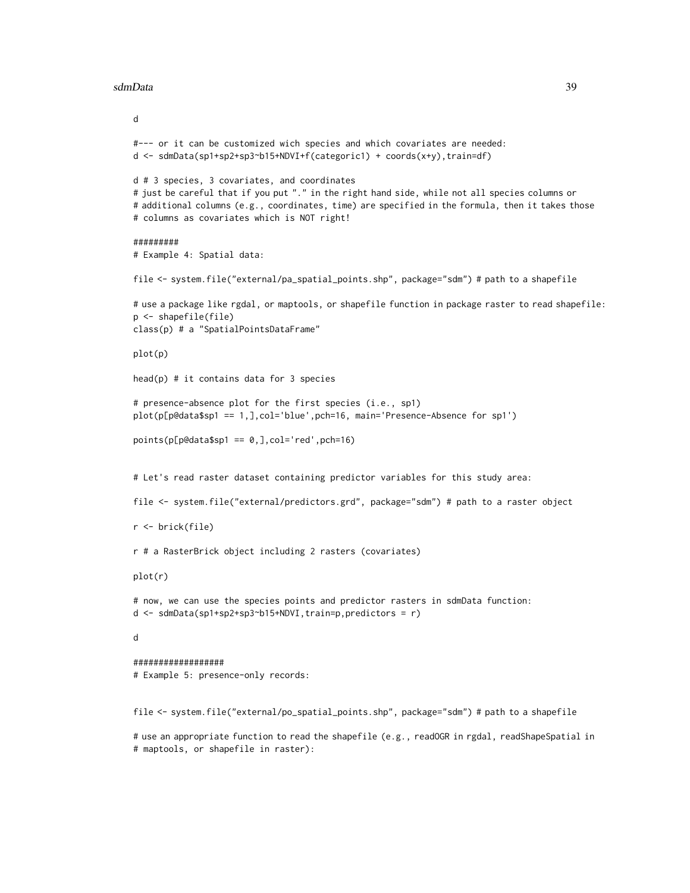```
d

#--- or it can be customized wich species and which covariates are needed:
d <- sdmData(sp1+sp2+sp3~b15+NDVI+f(categoric1) + coords(x+y),train=df)

d # 3 species, 3 covariates, and coordinates
# just be careful that if you put "." in the right hand side, while not all species columns or
# additional columns (e.g., coordinates, time) are specified in the formula, then it takes those
# columns as covariates which is NOT right!

#########
# Example 4: Spatial data:

file <- system.file("external/pa_spatial_points.shp", package="sdm") # path to a shapefile

# use a package like rgdal, or maptools, or shapefile function in package raster to read shapefile:
p <- shapefile(file)
class(p) # a "SpatialPointsDataFrame"

plot(p)

head(p) # it contains data for 3 species

# presence-absence plot for the first species (i.e., sp1)
plot(p[p@data$sp1 == 1,],col='blue',pch=16, main='Presence-Absence for sp1')

points(p[p@data$sp1 == 0,],col='red',pch=16)


# Let's read raster dataset containing predictor variables for this study area:

file <- system.file("external/predictors.grd", package="sdm") # path to a raster object

r <- brick(file)

r # a RasterBrick object including 2 rasters (covariates)

plot(r)

# now, we can use the species points and predictor rasters in sdmData function:
d <- sdmData(sp1+sp2+sp3~b15+NDVI,train=p,predictors = r)

d

##################
# Example 5: presence-only records:


file <- system.file("external/po_spatial_points.shp", package="sdm") # path to a shapefile

# use an appropriate function to read the shapefile (e.g., readOGR in rgdal, readShapeSpatial in
# maptools, or shapefile in raster):
```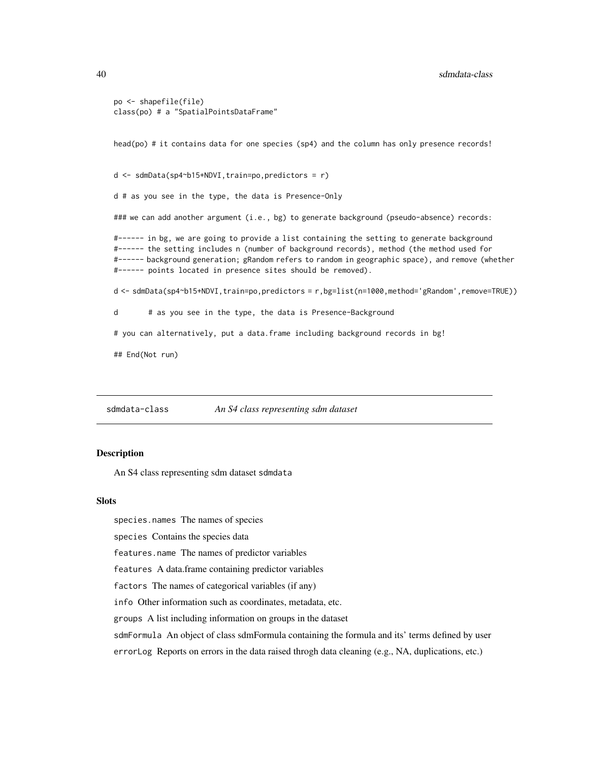```
po <- shapefile(file)
class(po) # a "SpatialPointsDataFrame"


head(po) # it contains data for one species (sp4) and the column has only presence records!


d <- sdmData(sp4~b15+NDVI,train=po,predictors = r)

d # as you see in the type, the data is Presence-Only

### we can add another argument (i.e., bg) to generate background (pseudo-absence) records:

#------ in bg, we are going to provide a list containing the setting to generate background
#------ the setting includes n (number of background records), method (the method used for
#------ background generation; gRandom refers to random in geographic space), and remove (whether
#------ points located in presence sites should be removed).

d <- sdmData(sp4~b15+NDVI,train=po,predictors = r,bg=list(n=1000,method='gRandom',remove=TRUE))

d       # as you see in the type, the data is Presence-Background

# you can alternatively, put a data.frame including background records in bg!

## End(Not run)
```

## sdmdata-class — *An S4 class representing sdm dataset*

### Description

An S4 class representing sdm dataset `sdmdata`

### Slots

`species.names` The names of species

`species` Contains the species data

`features.name` The names of predictor variables

`features` A data.frame containing predictor variables

`factors` The names of categorical variables (if any)

`info` Other information such as coordinates, metadata, etc.

`groups` A list including information on groups in the dataset

`sdmFormula` An object of class sdmFormula containing the formula and its' terms defined by user

`errorLog` Reports on errors in the data raised throgh data cleaning (e.g., NA, duplications, etc.)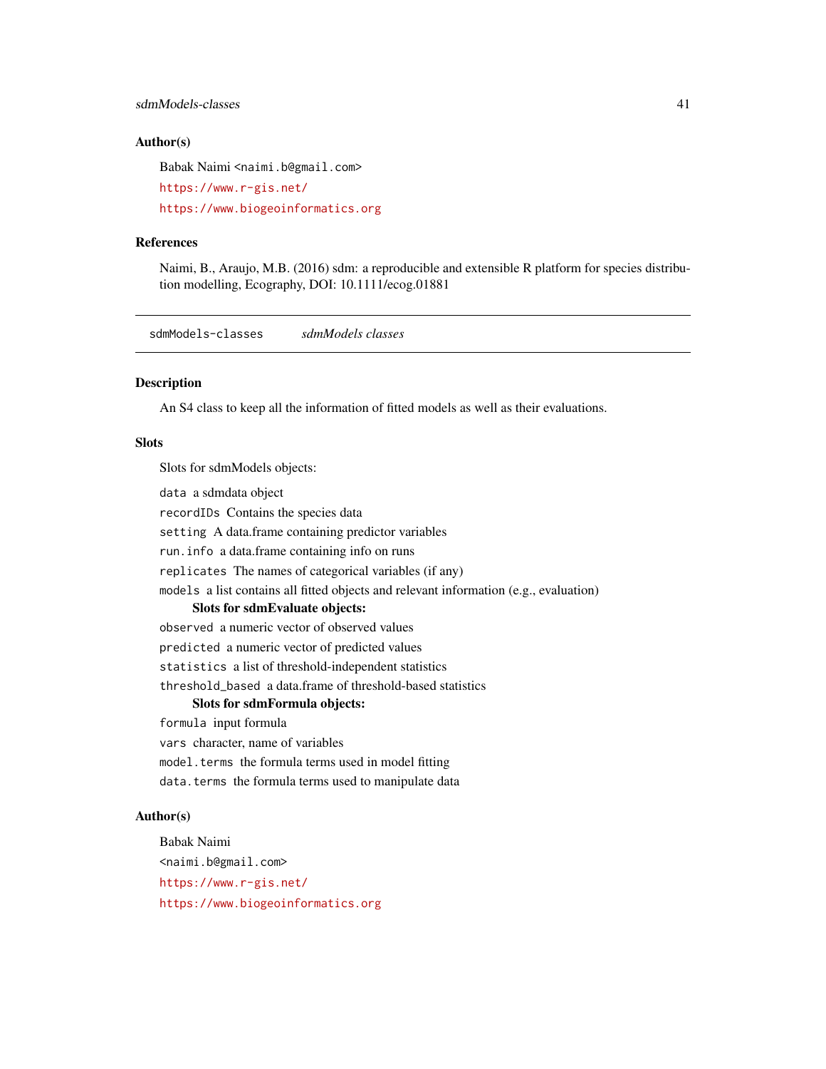### Author(s)

Babak Naimi <naimi.b@gmail.com>

https://www.r-gis.net/

https://www.biogeoinformatics.org

### References

Naimi, B., Araujo, M.B. (2016) sdm: a reproducible and extensible R platform for species distribution modelling, Ecography, DOI: 10.1111/ecog.01881

---

## sdmModels-classes &nbsp;&nbsp;&nbsp; *sdmModels classes*

### Description

An S4 class to keep all the information of fitted models as well as their evaluations.

### Slots

Slots for sdmModels objects:

`data` a sdmdata object

`recordIDs` Contains the species data

`setting` A data.frame containing predictor variables

`run.info` a data.frame containing info on runs

`replicates` The names of categorical variables (if any)

`models` a list contains all fitted objects and relevant information (e.g., evaluation)

**Slots for sdmEvaluate objects:**

`observed` a numeric vector of observed values

`predicted` a numeric vector of predicted values

`statistics` a list of threshold-independent statistics

`threshold_based` a data.frame of threshold-based statistics

**Slots for sdmFormula objects:**

`formula` input formula

`vars` character, name of variables

`model.terms` the formula terms used in model fitting

`data.terms` the formula terms used to manipulate data

### Author(s)

Babak Naimi

<naimi.b@gmail.com>

https://www.r-gis.net/

https://www.biogeoinformatics.org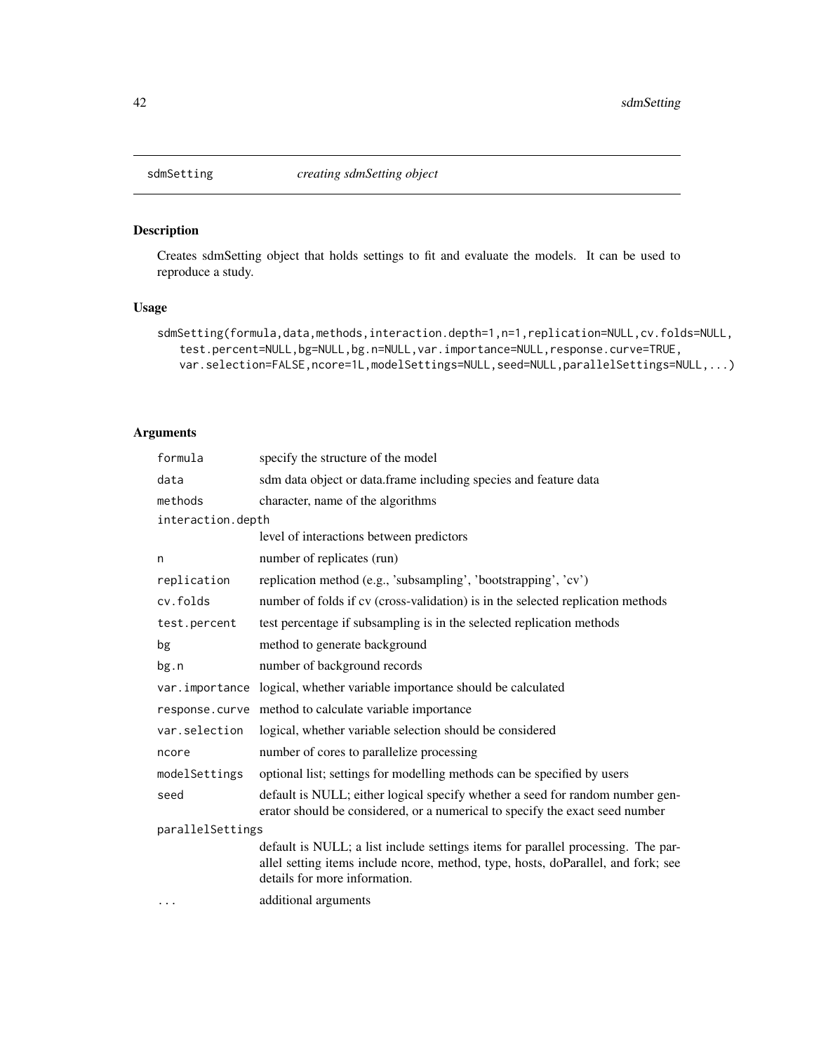sdmSetting *creating sdmSetting object*

## Description

Creates sdmSetting object that holds settings to fit and evaluate the models. It can be used to reproduce a study.

## Usage

```
sdmSetting(formula,data,methods,interaction.depth=1,n=1,replication=NULL,cv.folds=NULL,
    test.percent=NULL,bg=NULL,bg.n=NULL,var.importance=NULL,response.curve=TRUE,
    var.selection=FALSE,ncore=1L,modelSettings=NULL,seed=NULL,parallelSettings=NULL,...)
```

## Arguments

| Argument | Description |
|---|---|
| `formula` | specify the structure of the model |
| `data` | sdm data object or data.frame including species and feature data |
| `methods` | character, name of the algorithms |
| `interaction.depth` | level of interactions between predictors |
| `n` | number of replicates (run) |
| `replication` | replication method (e.g., 'subsampling', 'bootstrapping', 'cv') |
| `cv.folds` | number of folds if cv (cross-validation) is in the selected replication methods |
| `test.percent` | test percentage if subsampling is in the selected replication methods |
| `bg` | method to generate background |
| `bg.n` | number of background records |
| `var.importance` | logical, whether variable importance should be calculated |
| `response.curve` | method to calculate variable importance |
| `var.selection` | logical, whether variable selection should be considered |
| `ncore` | number of cores to parallelize processing |
| `modelSettings` | optional list; settings for modelling methods can be specified by users |
| `seed` | default is NULL; either logical specify whether a seed for random number generator should be considered, or a numerical to specify the exact seed number |
| `parallelSettings` | default is NULL; a list include settings items for parallel processing. The parallel setting items include ncore, method, type, hosts, doParallel, and fork; see details for more information. |
| `...` | additional arguments |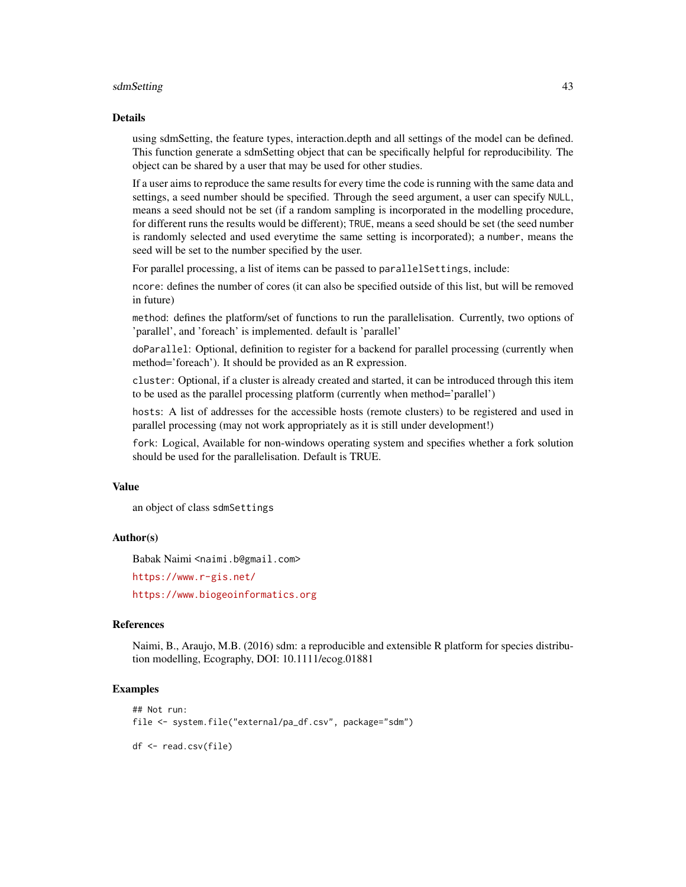### Details

using sdmSetting, the feature types, interaction.depth and all settings of the model can be defined. This function generate a sdmSetting object that can be specifically helpful for reproducibility. The object can be shared by a user that may be used for other studies.

If a user aims to reproduce the same results for every time the code is running with the same data and settings, a seed number should be specified. Through the `seed` argument, a user can specify `NULL`, means a seed should not be set (if a random sampling is incorporated in the modelling procedure, for different runs the results would be different); `TRUE`, means a seed should be set (the seed number is randomly selected and used everytime the same setting is incorporated); a `number`, means the seed will be set to the number specified by the user.

For parallel processing, a list of items can be passed to `parallelSettings`, include:

`ncore`: defines the number of cores (it can also be specified outside of this list, but will be removed in future)

`method`: defines the platform/set of functions to run the parallelisation. Currently, two options of 'parallel', and 'foreach' is implemented. default is 'parallel'

`doParallel`: Optional, definition to register for a backend for parallel processing (currently when method='foreach'). It should be provided as an R expression.

`cluster`: Optional, if a cluster is already created and started, it can be introduced through this item to be used as the parallel processing platform (currently when method='parallel')

`hosts`: A list of addresses for the accessible hosts (remote clusters) to be registered and used in parallel processing (may not work appropriately as it is still under development!)

`fork`: Logical, Available for non-windows operating system and specifies whether a fork solution should be used for the parallelisation. Default is TRUE.

### Value

an object of class `sdmSettings`

### Author(s)

Babak Naimi <`naimi.b@gmail.com`>

https://www.r-gis.net/

https://www.biogeoinformatics.org

### References

Naimi, B., Araujo, M.B. (2016) sdm: a reproducible and extensible R platform for species distribution modelling, Ecography, DOI: 10.1111/ecog.01881

### Examples

```
## Not run:
file <- system.file("external/pa_df.csv", package="sdm")

df <- read.csv(file)
```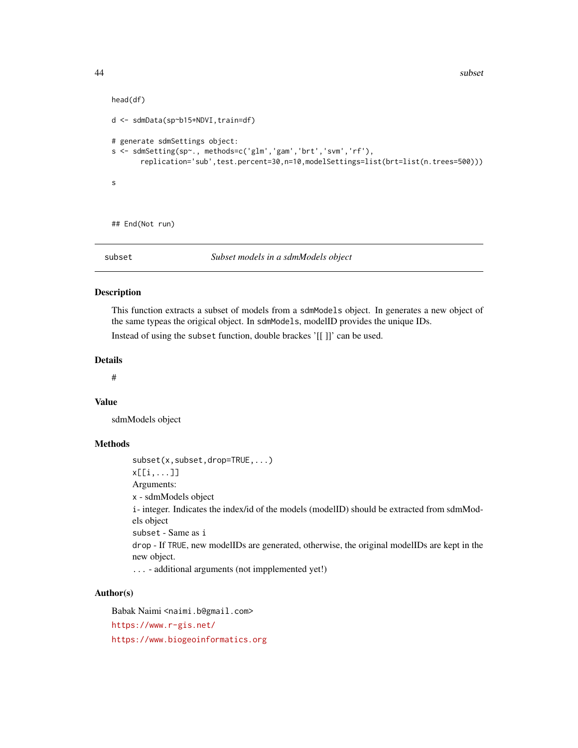```
head(df)

d <- sdmData(sp~b15+NDVI,train=df)

# generate sdmSettings object:
s <- sdmSetting(sp~., methods=c('glm','gam','brt','svm','rf'),
       replication='sub',test.percent=30,n=10,modelSettings=list(brt=list(n.trees=500)))

s



## End(Not run)
```

---

## subset — *Subset models in a sdmModels object*

### Description

This function extracts a subset of models from a `sdmModels` object. In generates a new object of the same typeas the origical object. In `sdmModels`, modelID provides the unique IDs.

Instead of using the `subset` function, double brackes '[[ ]]' can be used.

### Details

#

### Value

sdmModels object

### Methods

`subset(x,subset,drop=TRUE,...)`

`x[[i,...]]`

Arguments:

`x` - sdmModels object

`i`- integer. Indicates the index/id of the models (modelID) should be extracted from sdmModels object

`subset` - Same as `i`

`drop` - If `TRUE`, new modelIDs are generated, otherwise, the original modelIDs are kept in the new object.

`...` - additional arguments (not impplemented yet!)

### Author(s)

Babak Naimi <naimi.b@gmail.com>

https://www.r-gis.net/

https://www.biogeoinformatics.org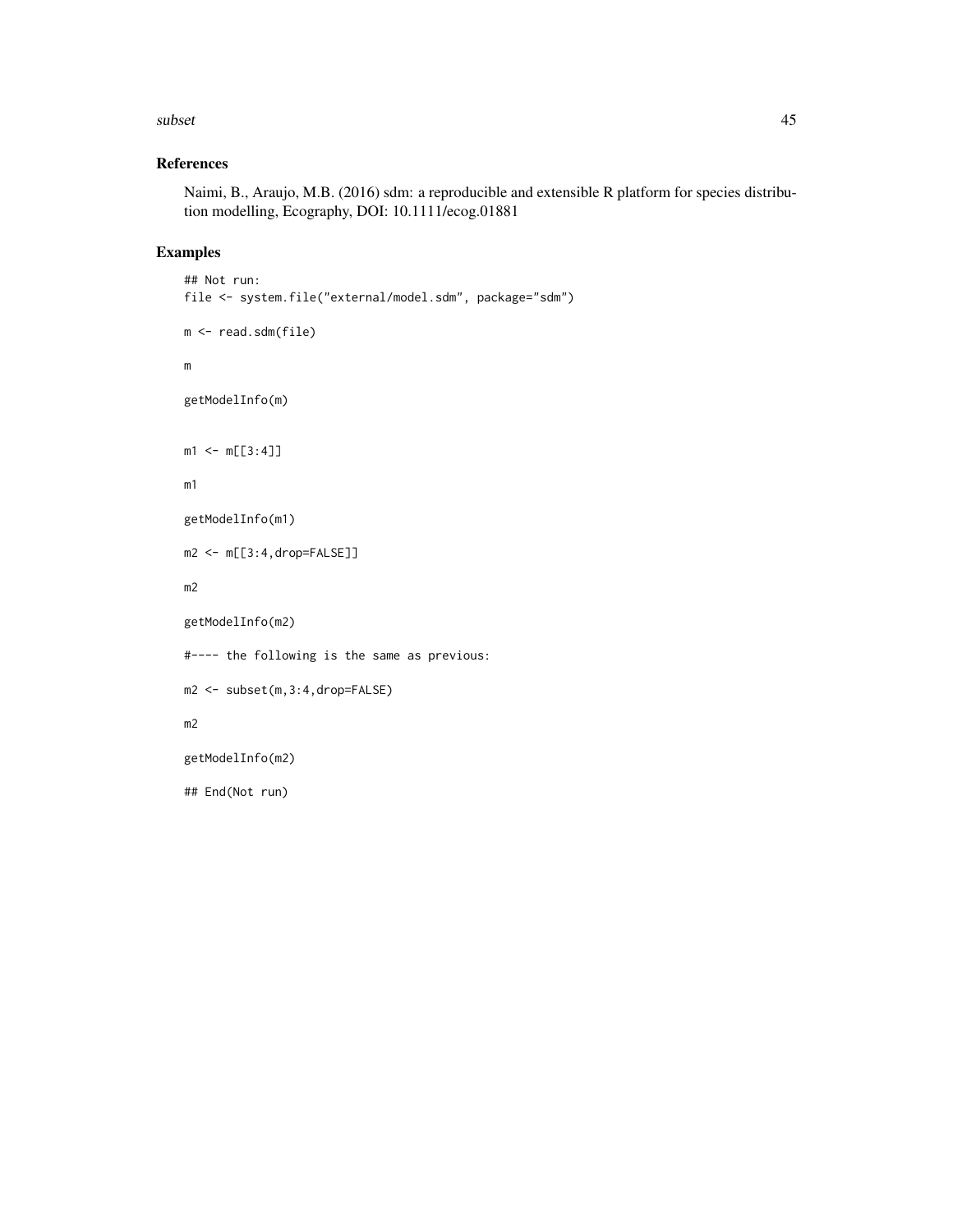## References

Naimi, B., Araujo, M.B. (2016) sdm: a reproducible and extensible R platform for species distribution modelling, Ecography, DOI: 10.1111/ecog.01881

## Examples

```
## Not run:
file <- system.file("external/model.sdm", package="sdm")

m <- read.sdm(file)

m

getModelInfo(m)


m1 <- m[[3:4]]

m1

getModelInfo(m1)

m2 <- m[[3:4,drop=FALSE]]

m2

getModelInfo(m2)

#---- the following is the same as previous:

m2 <- subset(m,3:4,drop=FALSE)

m2

getModelInfo(m2)

## End(Not run)
```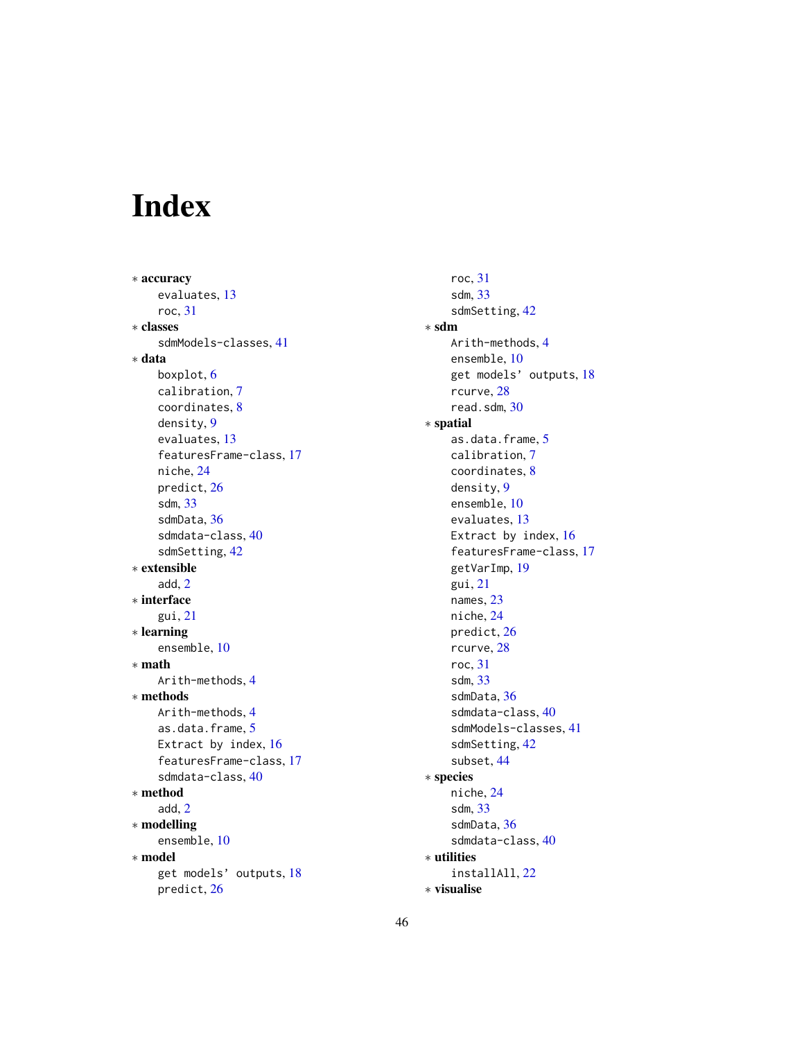# Index

∗ **accuracy**
  evaluates, 13
  roc, 31
∗ **classes**
  sdmModels-classes, 41
∗ **data**
  boxplot, 6
  calibration, 7
  coordinates, 8
  density, 9
  evaluates, 13
  featuresFrame-class, 17
  niche, 24
  predict, 26
  sdm, 33
  sdmData, 36
  sdmdata-class, 40
  sdmSetting, 42
∗ **extensible**
  add, 2
∗ **interface**
  gui, 21
∗ **learning**
  ensemble, 10
∗ **math**
  Arith-methods, 4
∗ **methods**
  Arith-methods, 4
  as.data.frame, 5
  Extract by index, 16
  featuresFrame-class, 17
  sdmdata-class, 40
∗ **method**
  add, 2
∗ **modelling**
  ensemble, 10
∗ **model**
  get models' outputs, 18
  predict, 26
  roc, 31
  sdm, 33
  sdmSetting, 42
∗ **sdm**
  Arith-methods, 4
  ensemble, 10
  get models' outputs, 18
  rcurve, 28
  read.sdm, 30
∗ **spatial**
  as.data.frame, 5
  calibration, 7
  coordinates, 8
  density, 9
  ensemble, 10
  evaluates, 13
  Extract by index, 16
  featuresFrame-class, 17
  getVarImp, 19
  gui, 21
  names, 23
  niche, 24
  predict, 26
  rcurve, 28
  roc, 31
  sdm, 33
  sdmData, 36
  sdmdata-class, 40
  sdmModels-classes, 41
  sdmSetting, 42
  subset, 44
∗ **species**
  niche, 24
  sdm, 33
  sdmData, 36
  sdmdata-class, 40
∗ **utilities**
  installAll, 22
∗ **visualise**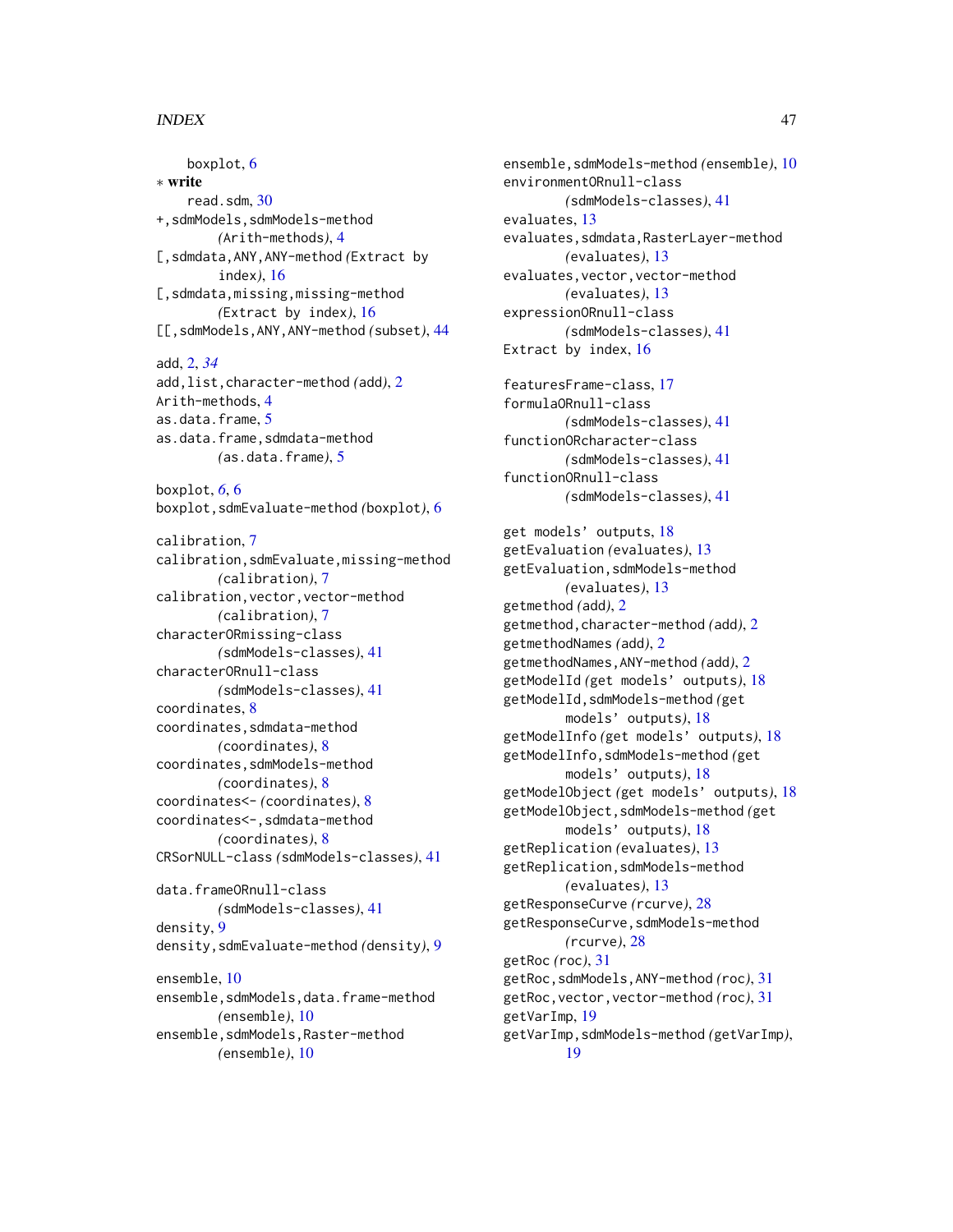boxplot, 6

∗ **write**

read.sdm, 30

+,sdmModels,sdmModels-method (Arith-methods), 4

[,sdmdata,ANY,ANY-method (Extract by index), 16

[,sdmdata,missing,missing-method (Extract by index), 16

[[,sdmModels,ANY,ANY-method (subset), 44

add, 2, *34*

add,list,character-method (add), 2

Arith-methods, 4

as.data.frame, 5

as.data.frame,sdmdata-method (as.data.frame), 5

boxplot, *6*, 6

boxplot,sdmEvaluate-method (boxplot), 6

calibration, 7

calibration,sdmEvaluate,missing-method (calibration), 7

calibration,vector,vector-method (calibration), 7

characterORmissing-class (sdmModels-classes), 41

characterORnull-class (sdmModels-classes), 41

coordinates, 8

coordinates,sdmdata-method (coordinates), 8

coordinates,sdmModels-method (coordinates), 8

coordinates<- (coordinates), 8

coordinates<-,sdmdata-method (coordinates), 8

CRSorNULL-class (sdmModels-classes), 41

data.frameORnull-class (sdmModels-classes), 41

density, 9

density,sdmEvaluate-method (density), 9

ensemble, 10

ensemble,sdmModels,data.frame-method (ensemble), 10

ensemble,sdmModels,Raster-method (ensemble), 10

ensemble,sdmModels-method (ensemble), 10

environmentORnull-class (sdmModels-classes), 41

evaluates, 13

evaluates,sdmdata,RasterLayer-method (evaluates), 13

evaluates,vector,vector-method (evaluates), 13

expressionORnull-class (sdmModels-classes), 41

Extract by index, 16

featuresFrame-class, 17

formulaORnull-class (sdmModels-classes), 41

functionORcharacter-class (sdmModels-classes), 41

functionORnull-class (sdmModels-classes), 41

get models' outputs, 18

getEvaluation (evaluates), 13

getEvaluation,sdmModels-method (evaluates), 13

getmethod (add), 2

getmethod,character-method (add), 2

getmethodNames (add), 2

getmethodNames,ANY-method (add), 2

getModelId (get models' outputs), 18

getModelId,sdmModels-method (get models' outputs), 18

getModelInfo (get models' outputs), 18

getModelInfo,sdmModels-method (get models' outputs), 18

getModelObject (get models' outputs), 18

getModelObject,sdmModels-method (get models' outputs), 18

getReplication (evaluates), 13

getReplication,sdmModels-method (evaluates), 13

getResponseCurve (rcurve), 28

getResponseCurve,sdmModels-method (rcurve), 28

getRoc (roc), 31

getRoc,sdmModels,ANY-method (roc), 31

getRoc,vector,vector-method (roc), 31

getVarImp, 19

getVarImp,sdmModels-method (getVarImp), 19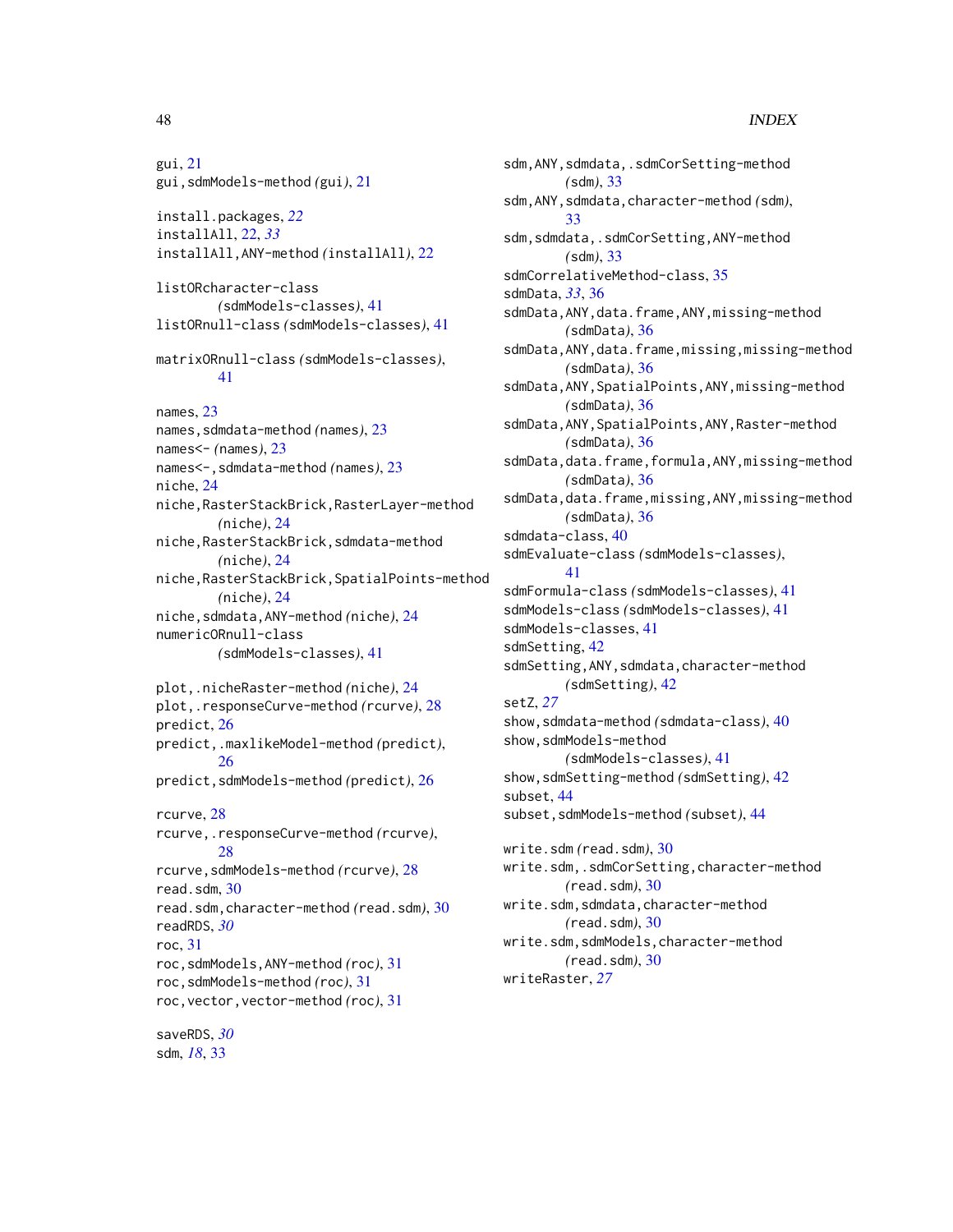gui, 21
gui,sdmModels-method (gui), 21

install.packages, *22*
installAll, 22, *33*
installAll,ANY-method (installAll), 22

listORcharacter-class (sdmModels-classes), 41
listORnull-class (sdmModels-classes), 41

matrixORnull-class (sdmModels-classes), 41

names, 23
names,sdmdata-method (names), 23
names<- (names), 23
names<-,sdmdata-method (names), 23
niche, 24
niche,RasterStackBrick,RasterLayer-method (niche), 24
niche,RasterStackBrick,sdmdata-method (niche), 24
niche,RasterStackBrick,SpatialPoints-method (niche), 24
niche,sdmdata,ANY-method (niche), 24
numericORnull-class (sdmModels-classes), 41

plot,.nicheRaster-method (niche), 24
plot,.responseCurve-method (rcurve), 28
predict, 26
predict,.maxlikeModel-method (predict), 26
predict,sdmModels-method (predict), 26

rcurve, 28
rcurve,.responseCurve-method (rcurve), 28
rcurve,sdmModels-method (rcurve), 28
read.sdm, 30
read.sdm,character-method (read.sdm), 30
readRDS, *30*
roc, 31
roc,sdmModels,ANY-method (roc), 31
roc,sdmModels-method (roc), 31
roc,vector,vector-method (roc), 31

saveRDS, *30*
sdm, *18*, 33
sdm,ANY,sdmdata,.sdmCorSetting-method (sdm), 33
sdm,ANY,sdmdata,character-method (sdm), 33
sdm,sdmdata,.sdmCorSetting,ANY-method (sdm), 33
sdmCorrelativeMethod-class, 35
sdmData, *33*, 36
sdmData,ANY,data.frame,ANY,missing-method (sdmData), 36
sdmData,ANY,data.frame,missing,missing-method (sdmData), 36
sdmData,ANY,SpatialPoints,ANY,missing-method (sdmData), 36
sdmData,ANY,SpatialPoints,ANY,Raster-method (sdmData), 36
sdmData,data.frame,formula,ANY,missing-method (sdmData), 36
sdmData,data.frame,missing,ANY,missing-method (sdmData), 36
sdmdata-class, 40
sdmEvaluate-class (sdmModels-classes), 41
sdmFormula-class (sdmModels-classes), 41
sdmModels-class (sdmModels-classes), 41
sdmModels-classes, 41
sdmSetting, 42
sdmSetting,ANY,sdmdata,character-method (sdmSetting), 42
setZ, *27*
show,sdmdata-method (sdmdata-class), 40
show,sdmModels-method (sdmModels-classes), 41
show,sdmSetting-method (sdmSetting), 42
subset, 44
subset,sdmModels-method (subset), 44

write.sdm (read.sdm), 30
write.sdm,.sdmCorSetting,character-method (read.sdm), 30
write.sdm,sdmdata,character-method (read.sdm), 30
write.sdm,sdmModels,character-method (read.sdm), 30
writeRaster, *27*